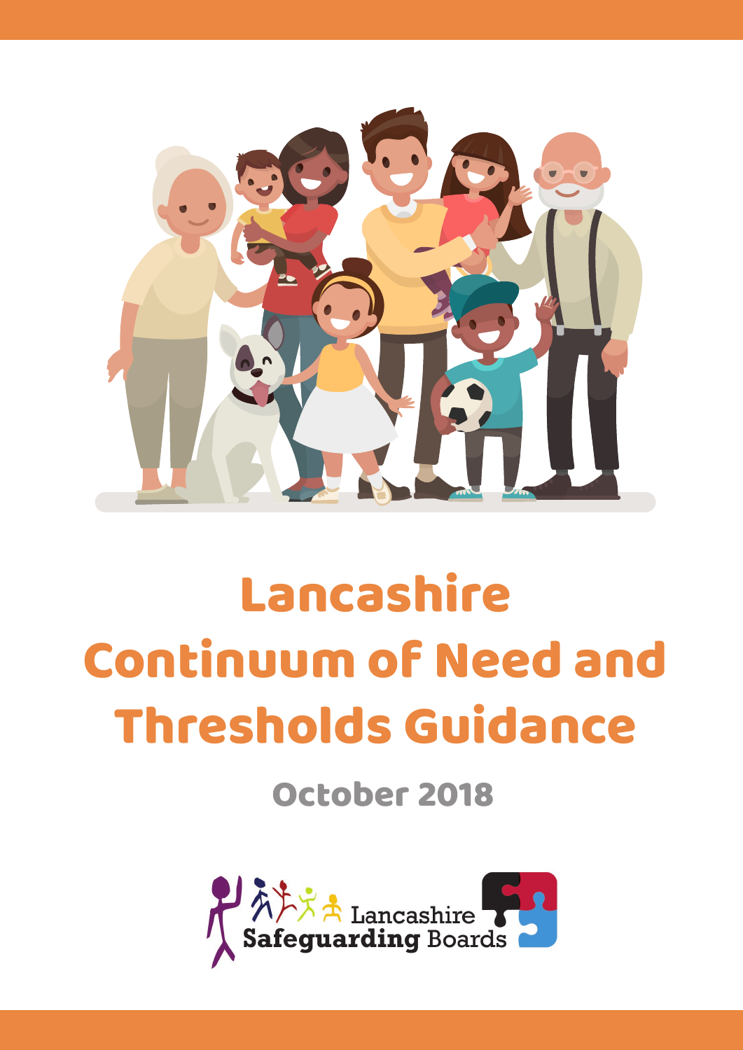# Lancashire Continuum of Need and Thresholds Guidance

October 2018

Lancashire Safeguarding Boards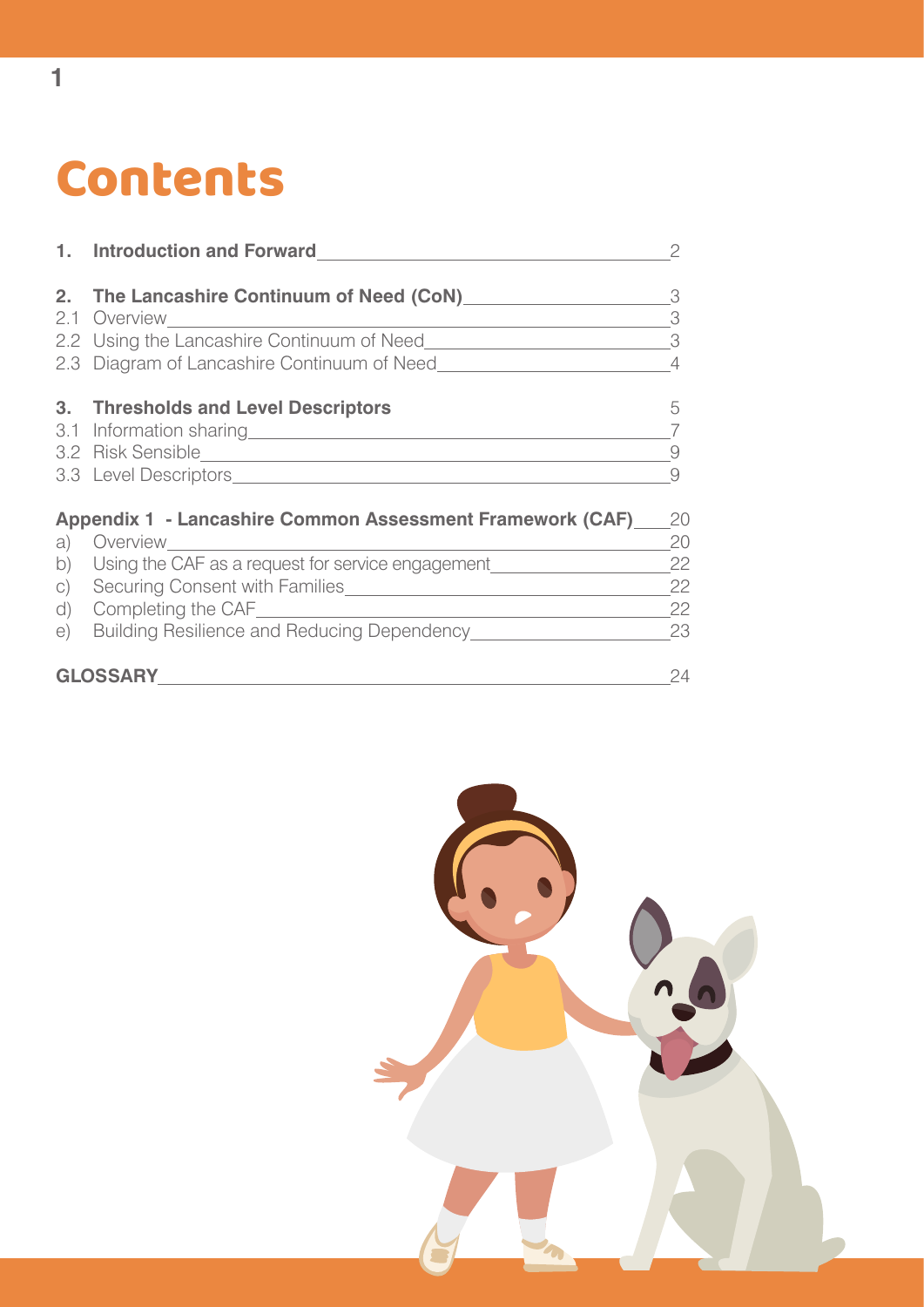# Contents

| | | |
|---|---|---|
| **1.** | **Introduction and Forward** | 2 |
| **2.** | **The Lancashire Continuum of Need (CoN)** | 3 |
| 2.1 | Overview | 3 |
| 2.2 | Using the Lancashire Continuum of Need | 3 |
| 2.3 | Diagram of Lancashire Continuum of Need | 4 |
| **3.** | **Thresholds and Level Descriptors** | 5 |
| 3.1 | Information sharing | 7 |
| 3.2 | Risk Sensible | 9 |
| 3.3 | Level Descriptors | 9 |
| **Appendix 1** | **- Lancashire Common Assessment Framework (CAF)** | 20 |
| a) | Overview | 20 |
| b) | Using the CAF as a request for service engagement | 22 |
| c) | Securing Consent with Families | 22 |
| d) | Completing the CAF | 22 |
| e) | Building Resilience and Reducing Dependency | 23 |
| **GLOSSARY** | | 24 |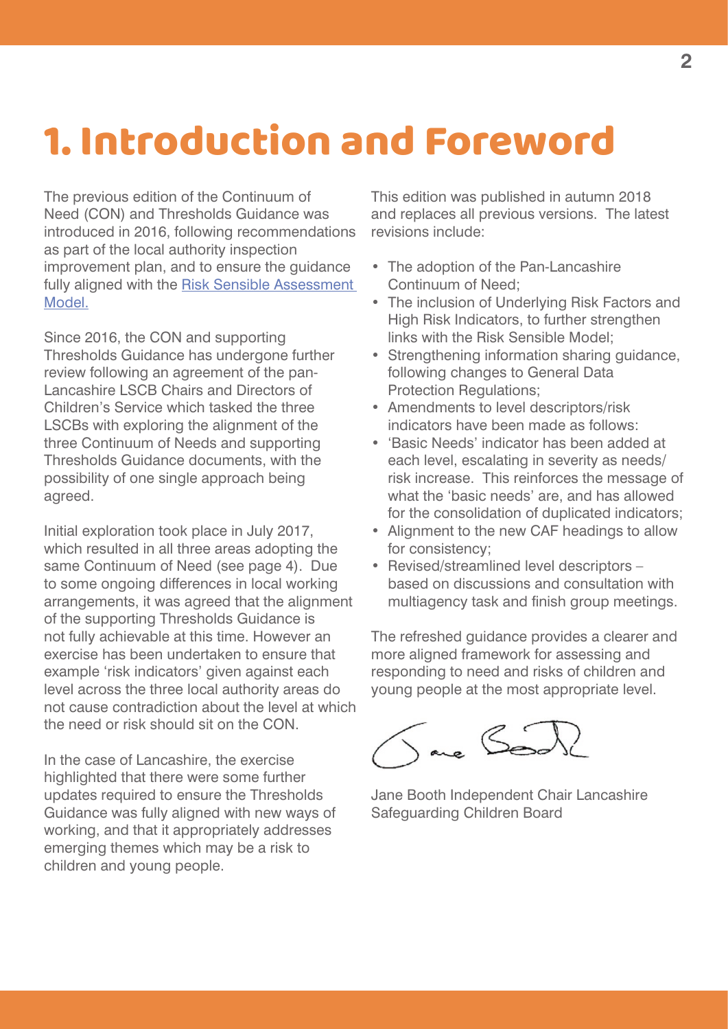# 1. Introduction and Foreword

The previous edition of the Continuum of Need (CON) and Thresholds Guidance was introduced in 2016, following recommendations as part of the local authority inspection improvement plan, and to ensure the guidance fully aligned with the [Risk Sensible Assessment Model.](#)

Since 2016, the CON and supporting Thresholds Guidance has undergone further review following an agreement of the pan-Lancashire LSCB Chairs and Directors of Children's Service which tasked the three LSCBs with exploring the alignment of the three Continuum of Needs and supporting Thresholds Guidance documents, with the possibility of one single approach being agreed.

Initial exploration took place in July 2017, which resulted in all three areas adopting the same Continuum of Need (see page 4). Due to some ongoing differences in local working arrangements, it was agreed that the alignment of the supporting Thresholds Guidance is not fully achievable at this time. However an exercise has been undertaken to ensure that example 'risk indicators' given against each level across the three local authority areas do not cause contradiction about the level at which the need or risk should sit on the CON.

In the case of Lancashire, the exercise highlighted that there were some further updates required to ensure the Thresholds Guidance was fully aligned with new ways of working, and that it appropriately addresses emerging themes which may be a risk to children and young people.

This edition was published in autumn 2018 and replaces all previous versions. The latest revisions include:

- The adoption of the Pan-Lancashire Continuum of Need;
- The inclusion of Underlying Risk Factors and High Risk Indicators, to further strengthen links with the Risk Sensible Model;
- Strengthening information sharing guidance, following changes to General Data Protection Regulations;
- Amendments to level descriptors/risk indicators have been made as follows:
- 'Basic Needs' indicator has been added at each level, escalating in severity as needs/risk increase. This reinforces the message of what the 'basic needs' are, and has allowed for the consolidation of duplicated indicators;
- Alignment to the new CAF headings to allow for consistency;
- Revised/streamlined level descriptors – based on discussions and consultation with multiagency task and finish group meetings.

The refreshed guidance provides a clearer and more aligned framework for assessing and responding to need and risks of children and young people at the most appropriate level.

Jane Booth Independent Chair Lancashire Safeguarding Children Board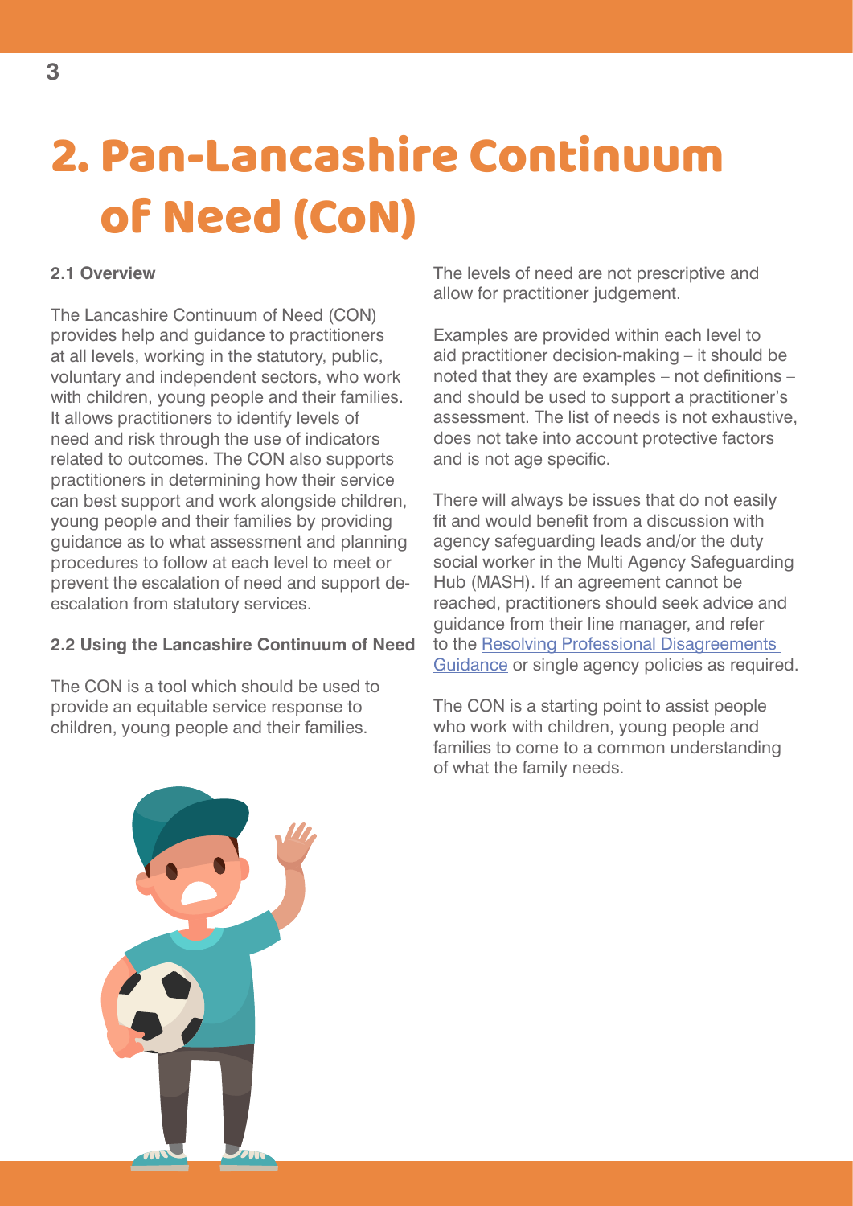# 2. Pan-Lancashire Continuum of Need (CoN)

### 2.1 Overview

The Lancashire Continuum of Need (CON) provides help and guidance to practitioners at all levels, working in the statutory, public, voluntary and independent sectors, who work with children, young people and their families. It allows practitioners to identify levels of need and risk through the use of indicators related to outcomes. The CON also supports practitioners in determining how their service can best support and work alongside children, young people and their families by providing guidance as to what assessment and planning procedures to follow at each level to meet or prevent the escalation of need and support de-escalation from statutory services.

### 2.2 Using the Lancashire Continuum of Need

The CON is a tool which should be used to provide an equitable service response to children, young people and their families.

The levels of need are not prescriptive and allow for practitioner judgement.

Examples are provided within each level to aid practitioner decision-making – it should be noted that they are examples – not definitions – and should be used to support a practitioner's assessment. The list of needs is not exhaustive, does not take into account protective factors and is not age specific.

There will always be issues that do not easily fit and would benefit from a discussion with agency safeguarding leads and/or the duty social worker in the Multi Agency Safeguarding Hub (MASH). If an agreement cannot be reached, practitioners should seek advice and guidance from their line manager, and refer to the Resolving Professional Disagreements Guidance or single agency policies as required.

The CON is a starting point to assist people who work with children, young people and families to come to a common understanding of what the family needs.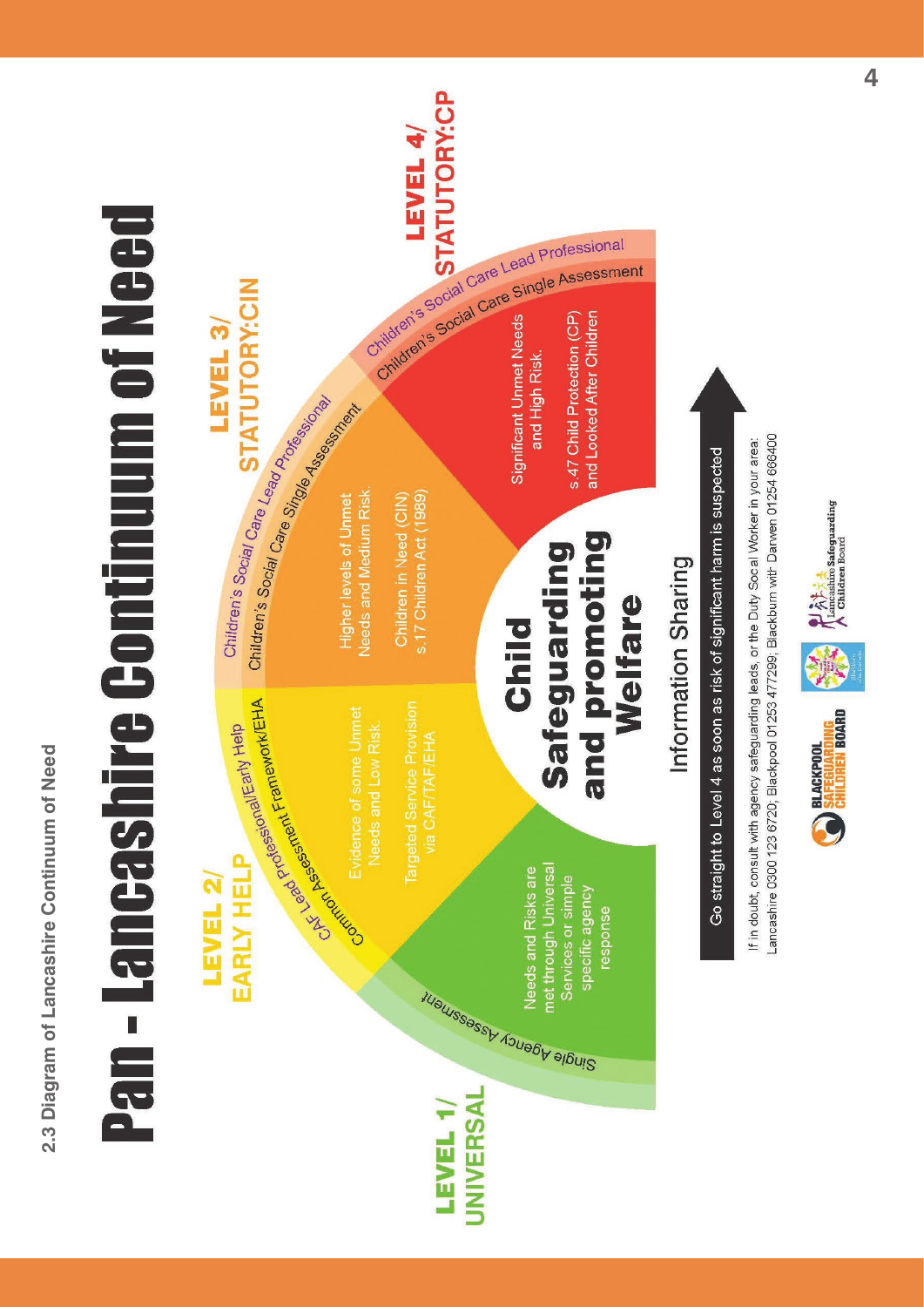## 2.3 Diagram of Lancashire Continuum of Need

# Pan - Lancashire Continuum of Need

**LEVEL 1/ UNIVERSAL**

Single Agency Assessment

Needs and Risks are met through Universal Services or simple specific agency response

**LEVEL 2/ EARLY HELP**

CAF Lead Professional/Early Help

Common Assessment Framework/EHA

Evidence of some Unmet Needs and Low Risk.

Targeted Service Provision via CAF/TAF/EHA

**LEVEL 3/ STATUTORY:CIN**

Children's Social Care Lead Professional

Children's Social Care Single Assessment

Higher levels of Unmet Needs and Medium Risk.

Children in Need (CIN) s.17 Children Act (1989)

**LEVEL 4/ STATUTORY:CP**

Children's Social Care Lead Professional

Children's Social Care Single Assessment

Significant Unmet Needs and High Risk.

s.47 Child Protection (CP) and Looked After Children

**Child Safeguarding and promoting Welfare**

Information Sharing

Go straight to Level 4 as soon as risk of significant harm is suspected

If in doubt, consult with agency safeguarding leads, or the Duty Social Worker in your area: Lancashire 0300 123 6720; Blackpool 01253 477299; Blackburn with Darwen 01254 666400

BLACKPOOL SAFEGUARDING CHILDREN BOARD

Lancashire Safeguarding Children Board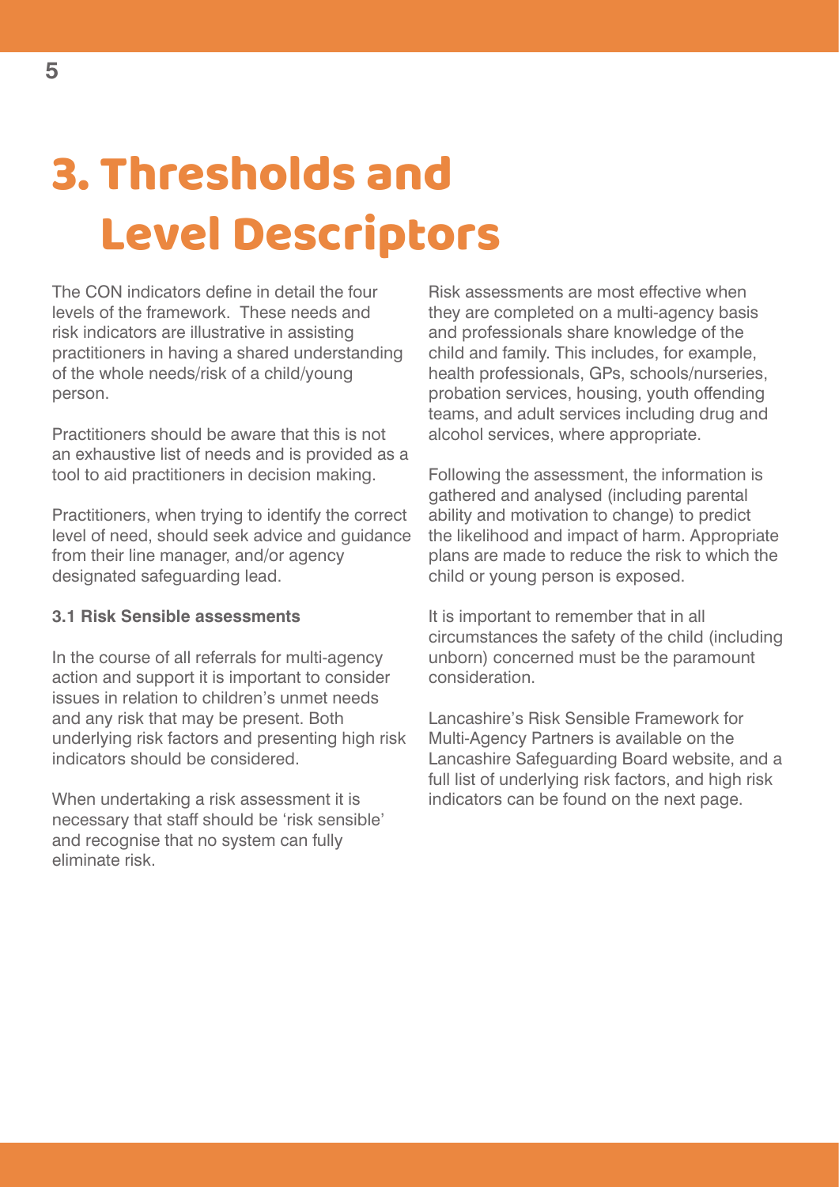# 3. Thresholds and Level Descriptors

The CON indicators define in detail the four levels of the framework. These needs and risk indicators are illustrative in assisting practitioners in having a shared understanding of the whole needs/risk of a child/young person.

Practitioners should be aware that this is not an exhaustive list of needs and is provided as a tool to aid practitioners in decision making.

Practitioners, when trying to identify the correct level of need, should seek advice and guidance from their line manager, and/or agency designated safeguarding lead.

### 3.1 Risk Sensible assessments

In the course of all referrals for multi-agency action and support it is important to consider issues in relation to children's unmet needs and any risk that may be present. Both underlying risk factors and presenting high risk indicators should be considered.

When undertaking a risk assessment it is necessary that staff should be 'risk sensible' and recognise that no system can fully eliminate risk.

Risk assessments are most effective when they are completed on a multi-agency basis and professionals share knowledge of the child and family. This includes, for example, health professionals, GPs, schools/nurseries, probation services, housing, youth offending teams, and adult services including drug and alcohol services, where appropriate.

Following the assessment, the information is gathered and analysed (including parental ability and motivation to change) to predict the likelihood and impact of harm. Appropriate plans are made to reduce the risk to which the child or young person is exposed.

It is important to remember that in all circumstances the safety of the child (including unborn) concerned must be the paramount consideration.

Lancashire's Risk Sensible Framework for Multi-Agency Partners is available on the Lancashire Safeguarding Board website, and a full list of underlying risk factors, and high risk indicators can be found on the next page.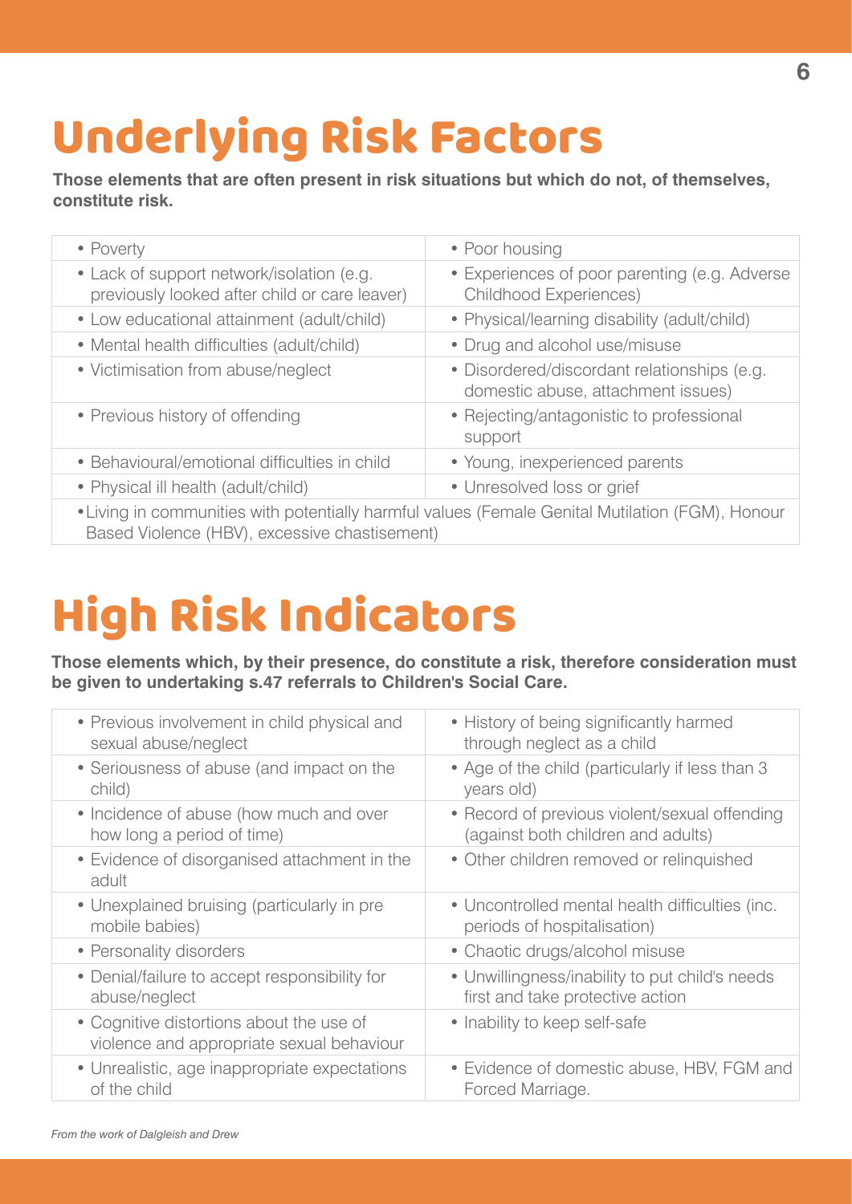# Underlying Risk Factors

**Those elements that are often present in risk situations but which do not, of themselves, constitute risk.**

| | |
|---|---|
| • Poverty | • Poor housing |
| • Lack of support network/isolation (e.g. previously looked after child or care leaver) | • Experiences of poor parenting (e.g. Adverse Childhood Experiences) |
| • Low educational attainment (adult/child) | • Physical/learning disability (adult/child) |
| • Mental health difficulties (adult/child) | • Drug and alcohol use/misuse |
| • Victimisation from abuse/neglect | • Disordered/discordant relationships (e.g. domestic abuse, attachment issues) |
| • Previous history of offending | • Rejecting/antagonistic to professional support |
| • Behavioural/emotional difficulties in child | • Young, inexperienced parents |
| • Physical ill health (adult/child) | • Unresolved loss or grief |
| • Living in communities with potentially harmful values (Female Genital Mutilation (FGM), Honour Based Violence (HBV), excessive chastisement) | |

# High Risk Indicators

**Those elements which, by their presence, do constitute a risk, therefore consideration must be given to undertaking s.47 referrals to Children's Social Care.**

| | |
|---|---|
| • Previous involvement in child physical and sexual abuse/neglect | • History of being significantly harmed through neglect as a child |
| • Seriousness of abuse (and impact on the child) | • Age of the child (particularly if less than 3 years old) |
| • Incidence of abuse (how much and over how long a period of time) | • Record of previous violent/sexual offending (against both children and adults) |
| • Evidence of disorganised attachment in the adult | • Other children removed or relinquished |
| • Unexplained bruising (particularly in pre mobile babies) | • Uncontrolled mental health difficulties (inc. periods of hospitalisation) |
| • Personality disorders | • Chaotic drugs/alcohol misuse |
| • Denial/failure to accept responsibility for abuse/neglect | • Unwillingness/inability to put child's needs first and take protective action |
| • Cognitive distortions about the use of violence and appropriate sexual behaviour | • Inability to keep self-safe |
| • Unrealistic, age inappropriate expectations of the child | • Evidence of domestic abuse, HBV, FGM and Forced Marriage. |

*From the work of Dalgleish and Drew*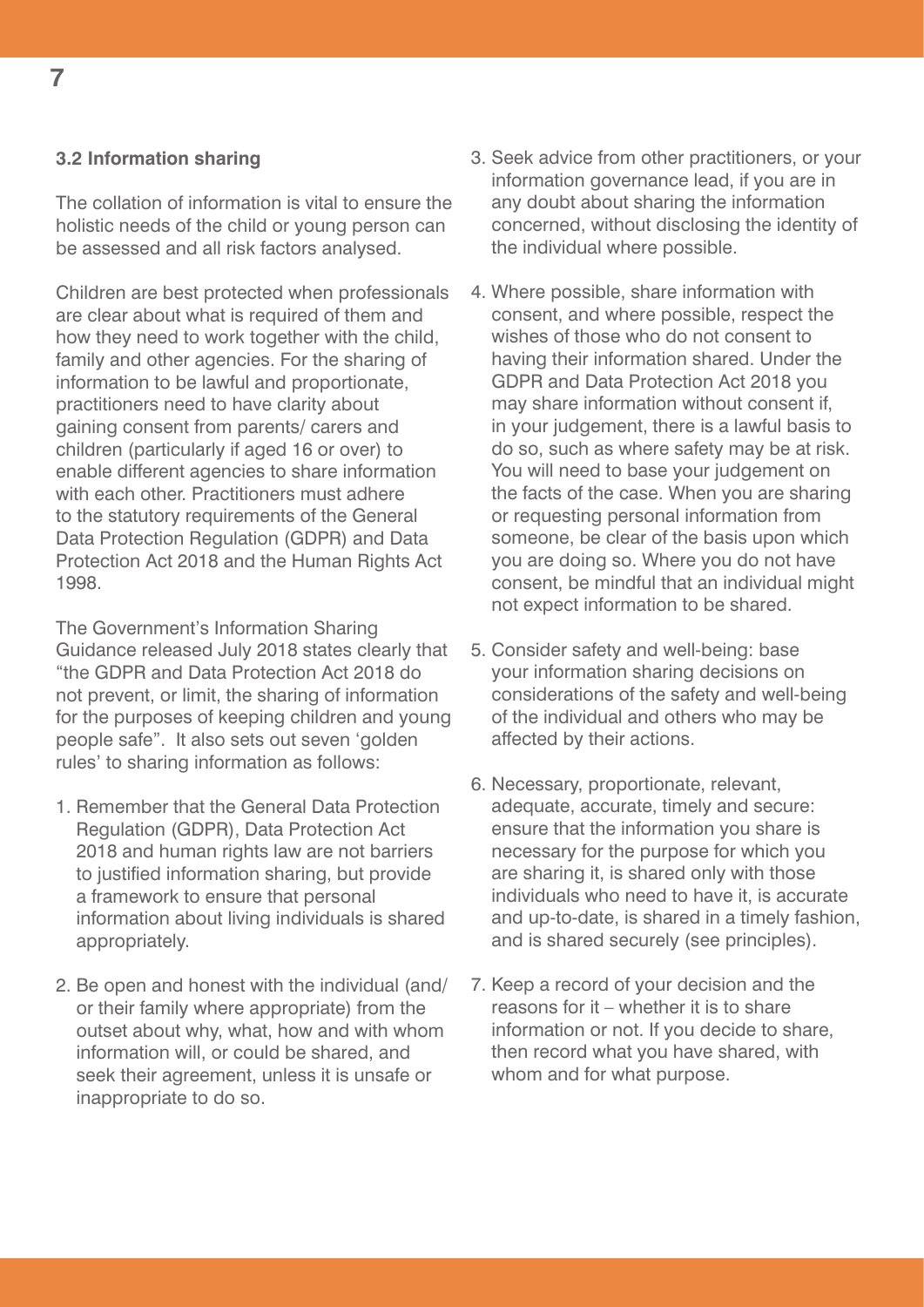### 3.2 Information sharing

The collation of information is vital to ensure the holistic needs of the child or young person can be assessed and all risk factors analysed.

Children are best protected when professionals are clear about what is required of them and how they need to work together with the child, family and other agencies. For the sharing of information to be lawful and proportionate, practitioners need to have clarity about gaining consent from parents/ carers and children (particularly if aged 16 or over) to enable different agencies to share information with each other. Practitioners must adhere to the statutory requirements of the General Data Protection Regulation (GDPR) and Data Protection Act 2018 and the Human Rights Act 1998.

The Government's Information Sharing Guidance released July 2018 states clearly that "the GDPR and Data Protection Act 2018 do not prevent, or limit, the sharing of information for the purposes of keeping children and young people safe". It also sets out seven 'golden rules' to sharing information as follows:

1. Remember that the General Data Protection Regulation (GDPR), Data Protection Act 2018 and human rights law are not barriers to justified information sharing, but provide a framework to ensure that personal information about living individuals is shared appropriately.
2. Be open and honest with the individual (and/ or their family where appropriate) from the outset about why, what, how and with whom information will, or could be shared, and seek their agreement, unless it is unsafe or inappropriate to do so.
3. Seek advice from other practitioners, or your information governance lead, if you are in any doubt about sharing the information concerned, without disclosing the identity of the individual where possible.
4. Where possible, share information with consent, and where possible, respect the wishes of those who do not consent to having their information shared. Under the GDPR and Data Protection Act 2018 you may share information without consent if, in your judgement, there is a lawful basis to do so, such as where safety may be at risk. You will need to base your judgement on the facts of the case. When you are sharing or requesting personal information from someone, be clear of the basis upon which you are doing so. Where you do not have consent, be mindful that an individual might not expect information to be shared.
5. Consider safety and well-being: base your information sharing decisions on considerations of the safety and well-being of the individual and others who may be affected by their actions.
6. Necessary, proportionate, relevant, adequate, accurate, timely and secure: ensure that the information you share is necessary for the purpose for which you are sharing it, is shared only with those individuals who need to have it, is accurate and up-to-date, is shared in a timely fashion, and is shared securely (see principles).
7. Keep a record of your decision and the reasons for it – whether it is to share information or not. If you decide to share, then record what you have shared, with whom and for what purpose.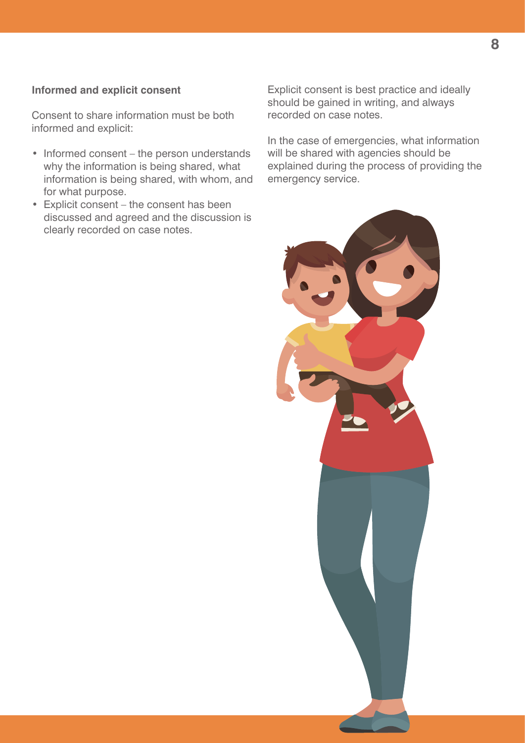### Informed and explicit consent

Consent to share information must be both informed and explicit:

- Informed consent – the person understands why the information is being shared, what information is being shared, with whom, and for what purpose.
- Explicit consent – the consent has been discussed and agreed and the discussion is clearly recorded on case notes.

Explicit consent is best practice and ideally should be gained in writing, and always recorded on case notes.

In the case of emergencies, what information will be shared with agencies should be explained during the process of providing the emergency service.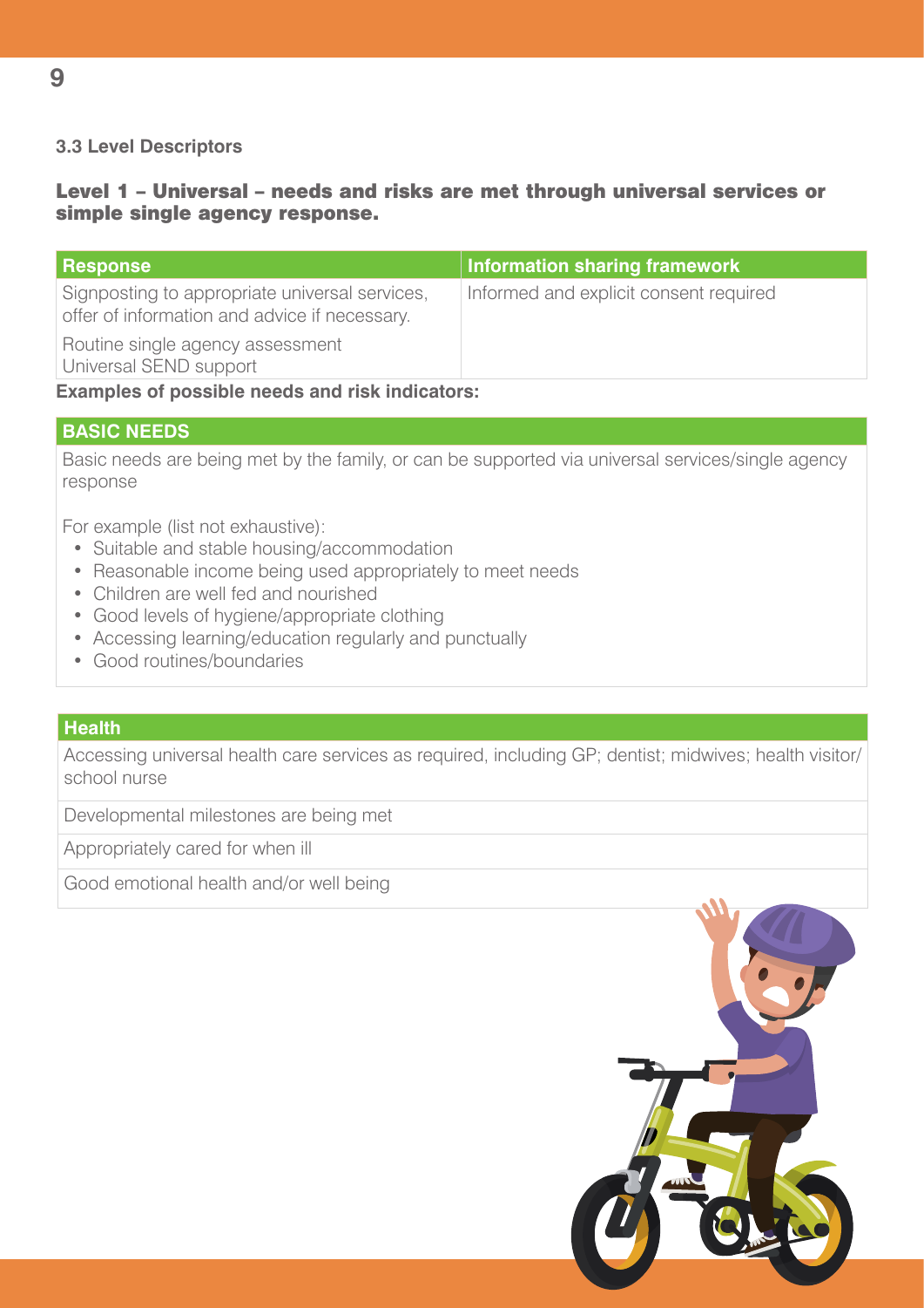### 3.3 Level Descriptors

## Level 1 – Universal – needs and risks are met through universal services or simple single agency response.

| Response | Information sharing framework |
| --- | --- |
| Signposting to appropriate universal services, offer of information and advice if necessary.<br>Routine single agency assessment<br>Universal SEND support | Informed and explicit consent required |

**Examples of possible needs and risk indicators:**

| BASIC NEEDS |
| --- |
| Basic needs are being met by the family, or can be supported via universal services/single agency response<br><br>For example (list not exhaustive):<br>• Suitable and stable housing/accommodation<br>• Reasonable income being used appropriately to meet needs<br>• Children are well fed and nourished<br>• Good levels of hygiene/appropriate clothing<br>• Accessing learning/education regularly and punctually<br>• Good routines/boundaries |

| Health |
| --- |
| Accessing universal health care services as required, including GP; dentist; midwives; health visitor/school nurse |
| Developmental milestones are being met |
| Appropriately cared for when ill |
| Good emotional health and/or well being |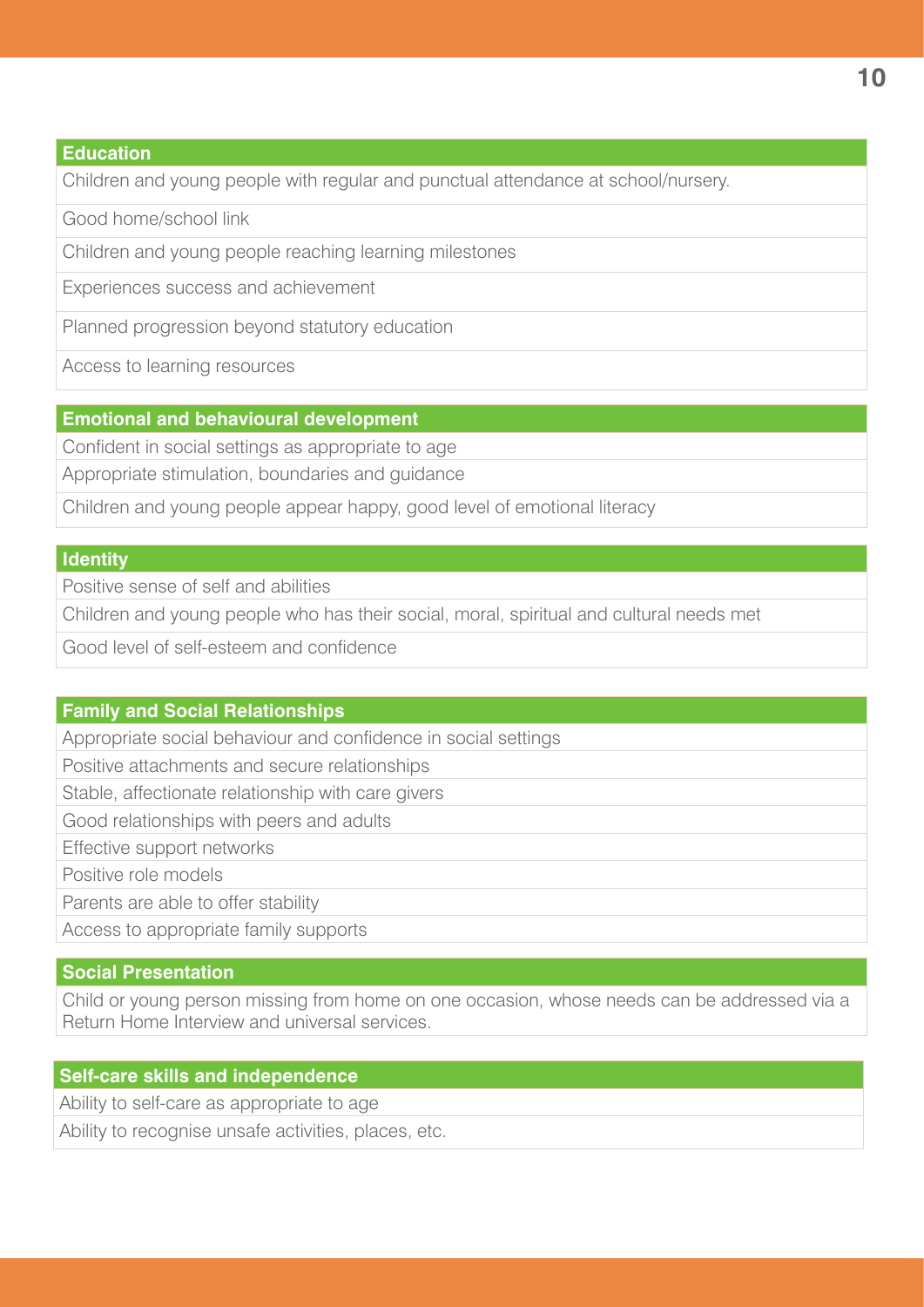| Education |
|---|
| Children and young people with regular and punctual attendance at school/nursery. |
| Good home/school link |
| Children and young people reaching learning milestones |
| Experiences success and achievement |
| Planned progression beyond statutory education |
| Access to learning resources |

| Emotional and behavioural development |
|---|
| Confident in social settings as appropriate to age |
| Appropriate stimulation, boundaries and guidance |
| Children and young people appear happy, good level of emotional literacy |

| Identity |
|---|
| Positive sense of self and abilities |
| Children and young people who has their social, moral, spiritual and cultural needs met |
| Good level of self-esteem and confidence |

| Family and Social Relationships |
|---|
| Appropriate social behaviour and confidence in social settings |
| Positive attachments and secure relationships |
| Stable, affectionate relationship with care givers |
| Good relationships with peers and adults |
| Effective support networks |
| Positive role models |
| Parents are able to offer stability |
| Access to appropriate family supports |

| Social Presentation |
|---|
| Child or young person missing from home on one occasion, whose needs can be addressed via a Return Home Interview and universal services. |

| Self-care skills and independence |
|---|
| Ability to self-care as appropriate to age |
| Ability to recognise unsafe activities, places, etc. |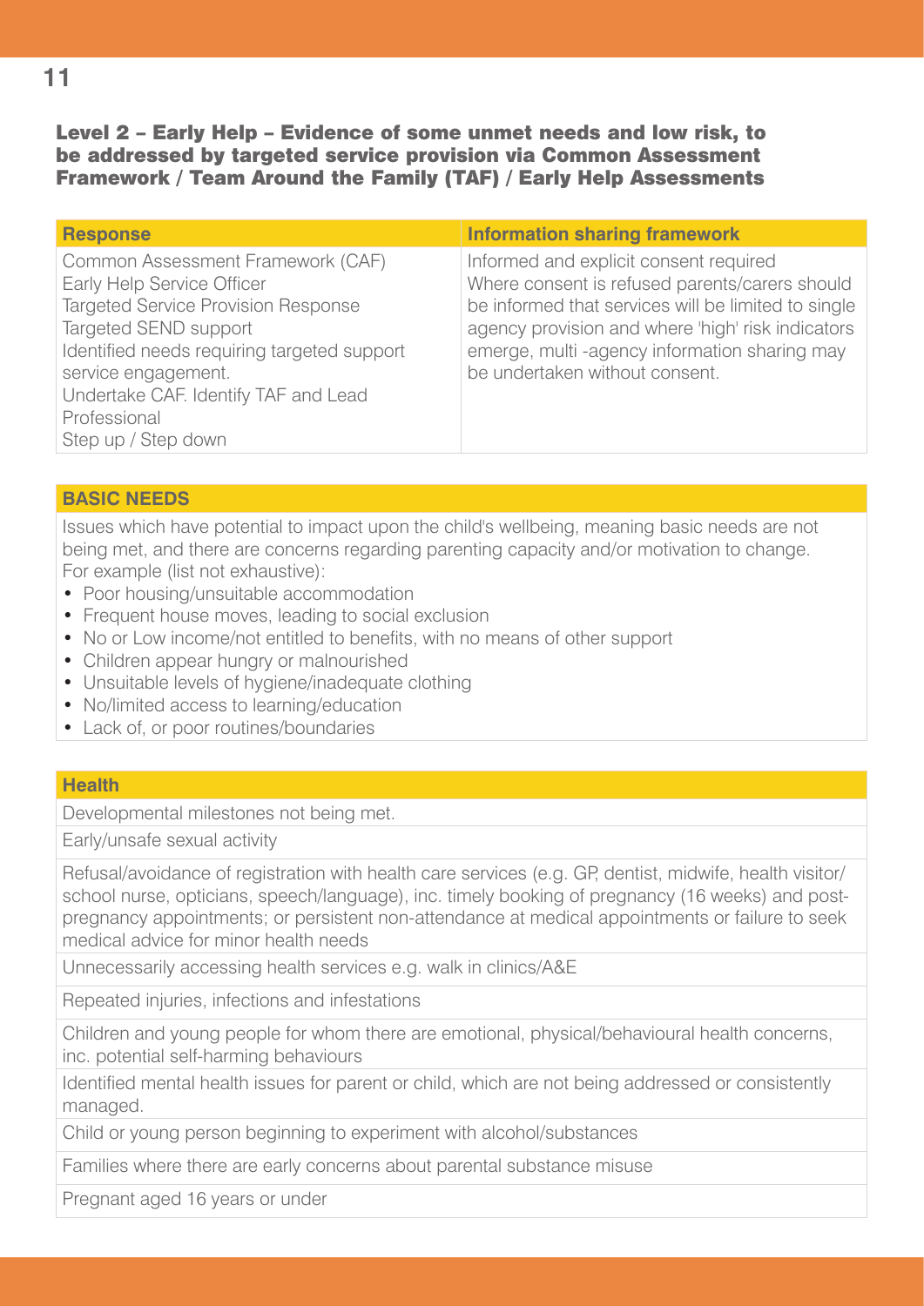## Level 2 – Early Help – Evidence of some unmet needs and low risk, to be addressed by targeted service provision via Common Assessment Framework / Team Around the Family (TAF) / Early Help Assessments

| Response | Information sharing framework |
| --- | --- |
| Common Assessment Framework (CAF)<br>Early Help Service Officer<br>Targeted Service Provision Response<br>Targeted SEND support<br>Identified needs requiring targeted support service engagement.<br>Undertake CAF. Identify TAF and Lead Professional<br>Step up / Step down | Informed and explicit consent required<br>Where consent is refused parents/carers should be informed that services will be limited to single agency provision and where 'high' risk indicators emerge, multi -agency information sharing may be undertaken without consent. |

**BASIC NEEDS**

Issues which have potential to impact upon the child's wellbeing, meaning basic needs are not being met, and there are concerns regarding parenting capacity and/or motivation to change. For example (list not exhaustive):

- Poor housing/unsuitable accommodation
- Frequent house moves, leading to social exclusion
- No or Low income/not entitled to benefits, with no means of other support
- Children appear hungry or malnourished
- Unsuitable levels of hygiene/inadequate clothing
- No/limited access to learning/education
- Lack of, or poor routines/boundaries

| Health |
| --- |
| Developmental milestones not being met. |
| Early/unsafe sexual activity |
| Refusal/avoidance of registration with health care services (e.g. GP, dentist, midwife, health visitor/ school nurse, opticians, speech/language), inc. timely booking of pregnancy (16 weeks) and post-pregnancy appointments; or persistent non-attendance at medical appointments or failure to seek medical advice for minor health needs |
| Unnecessarily accessing health services e.g. walk in clinics/A&E |
| Repeated injuries, infections and infestations |
| Children and young people for whom there are emotional, physical/behavioural health concerns, inc. potential self-harming behaviours |
| Identified mental health issues for parent or child, which are not being addressed or consistently managed. |
| Child or young person beginning to experiment with alcohol/substances |
| Families where there are early concerns about parental substance misuse |
| Pregnant aged 16 years or under |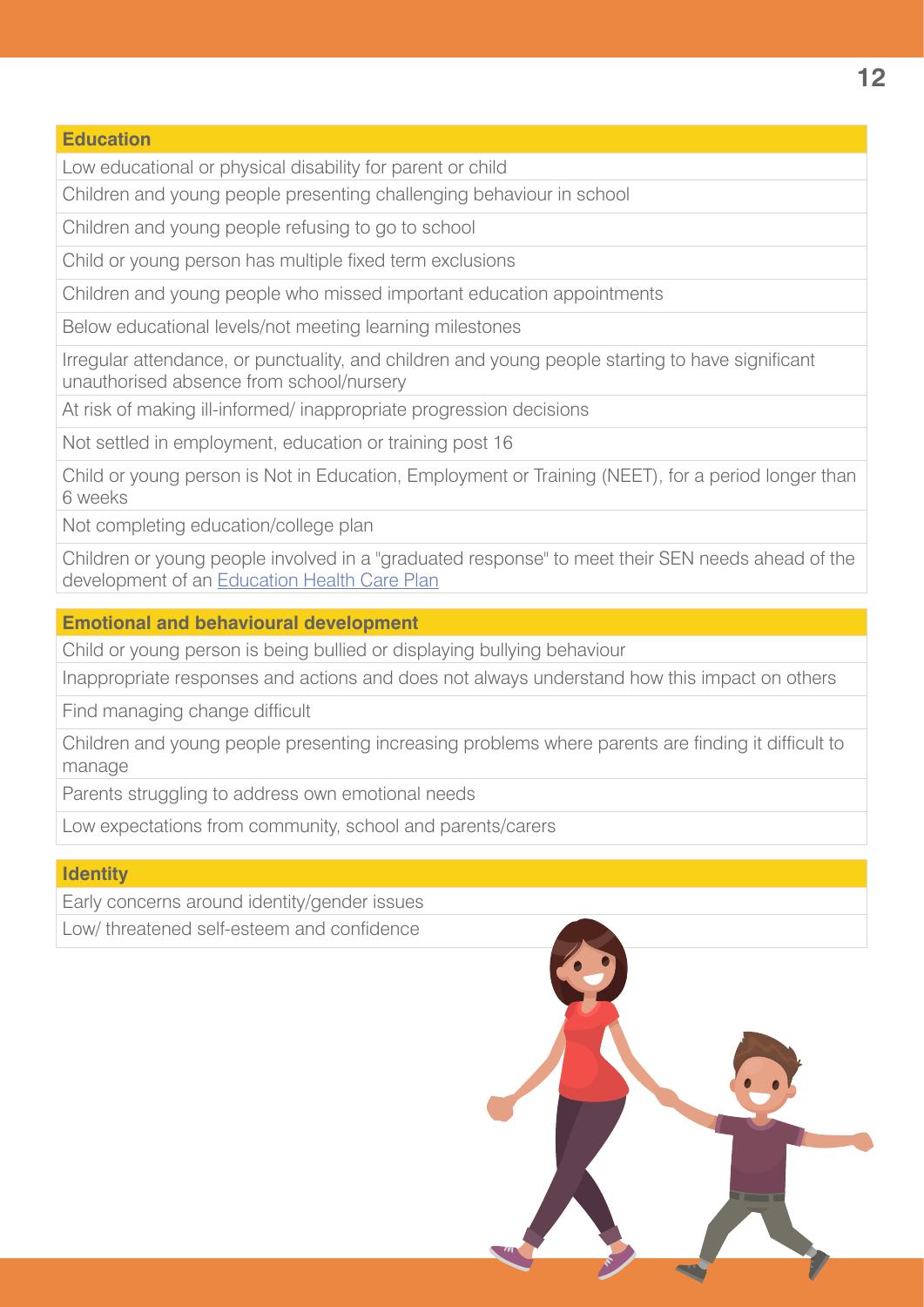| Education |
| --- |
| Low educational or physical disability for parent or child |
| Children and young people presenting challenging behaviour in school |
| Children and young people refusing to go to school |
| Child or young person has multiple fixed term exclusions |
| Children and young people who missed important education appointments |
| Below educational levels/not meeting learning milestones |
| Irregular attendance, or punctuality, and children and young people starting to have significant unauthorised absence from school/nursery |
| At risk of making ill-informed/ inappropriate progression decisions |
| Not settled in employment, education or training post 16 |
| Child or young person is Not in Education, Employment or Training (NEET), for a period longer than 6 weeks |
| Not completing education/college plan |
| Children or young people involved in a "graduated response" to meet their SEN needs ahead of the development of an Education Health Care Plan |

| Emotional and behavioural development |
| --- |
| Child or young person is being bullied or displaying bullying behaviour |
| Inappropriate responses and actions and does not always understand how this impact on others |
| Find managing change difficult |
| Children and young people presenting increasing problems where parents are finding it difficult to manage |
| Parents struggling to address own emotional needs |
| Low expectations from community, school and parents/carers |

| Identity |
| --- |
| Early concerns around identity/gender issues |
| Low/ threatened self-esteem and confidence |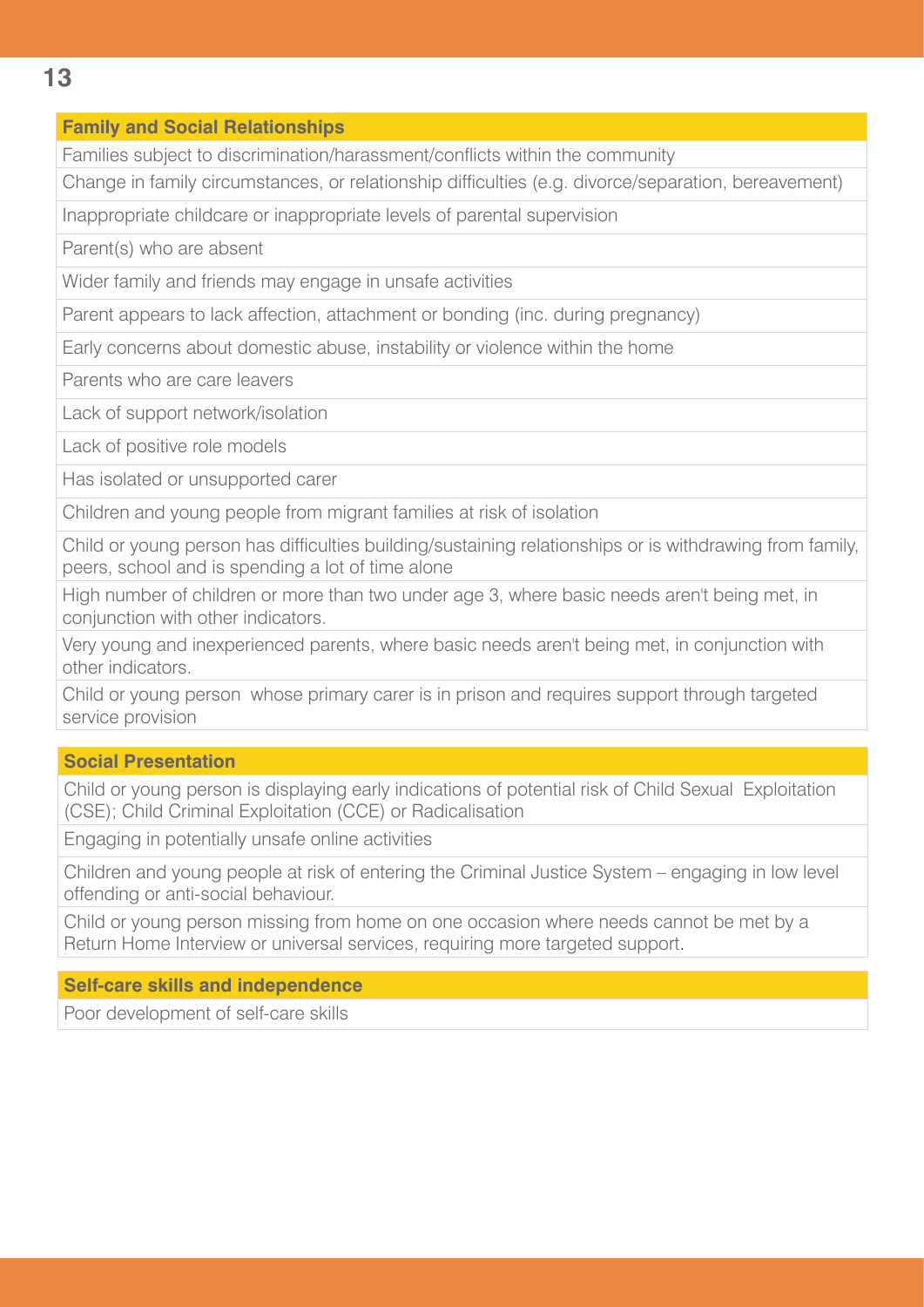| Family and Social Relationships |
|---|
| Families subject to discrimination/harassment/conflicts within the community |
| Change in family circumstances, or relationship difficulties (e.g. divorce/separation, bereavement) |
| Inappropriate childcare or inappropriate levels of parental supervision |
| Parent(s) who are absent |
| Wider family and friends may engage in unsafe activities |
| Parent appears to lack affection, attachment or bonding (inc. during pregnancy) |
| Early concerns about domestic abuse, instability or violence within the home |
| Parents who are care leavers |
| Lack of support network/isolation |
| Lack of positive role models |
| Has isolated or unsupported carer |
| Children and young people from migrant families at risk of isolation |
| Child or young person has difficulties building/sustaining relationships or is withdrawing from family, peers, school and is spending a lot of time alone |
| High number of children or more than two under age 3, where basic needs aren't being met, in conjunction with other indicators. |
| Very young and inexperienced parents, where basic needs aren't being met, in conjunction with other indicators. |
| Child or young person whose primary carer is in prison and requires support through targeted service provision |

| Social Presentation |
|---|
| Child or young person is displaying early indications of potential risk of Child Sexual Exploitation (CSE); Child Criminal Exploitation (CCE) or Radicalisation |
| Engaging in potentially unsafe online activities |
| Children and young people at risk of entering the Criminal Justice System – engaging in low level offending or anti-social behaviour. |
| Child or young person missing from home on one occasion where needs cannot be met by a Return Home Interview or universal services, requiring more targeted support. |

| Self-care skills and independence |
|---|
| Poor development of self-care skills |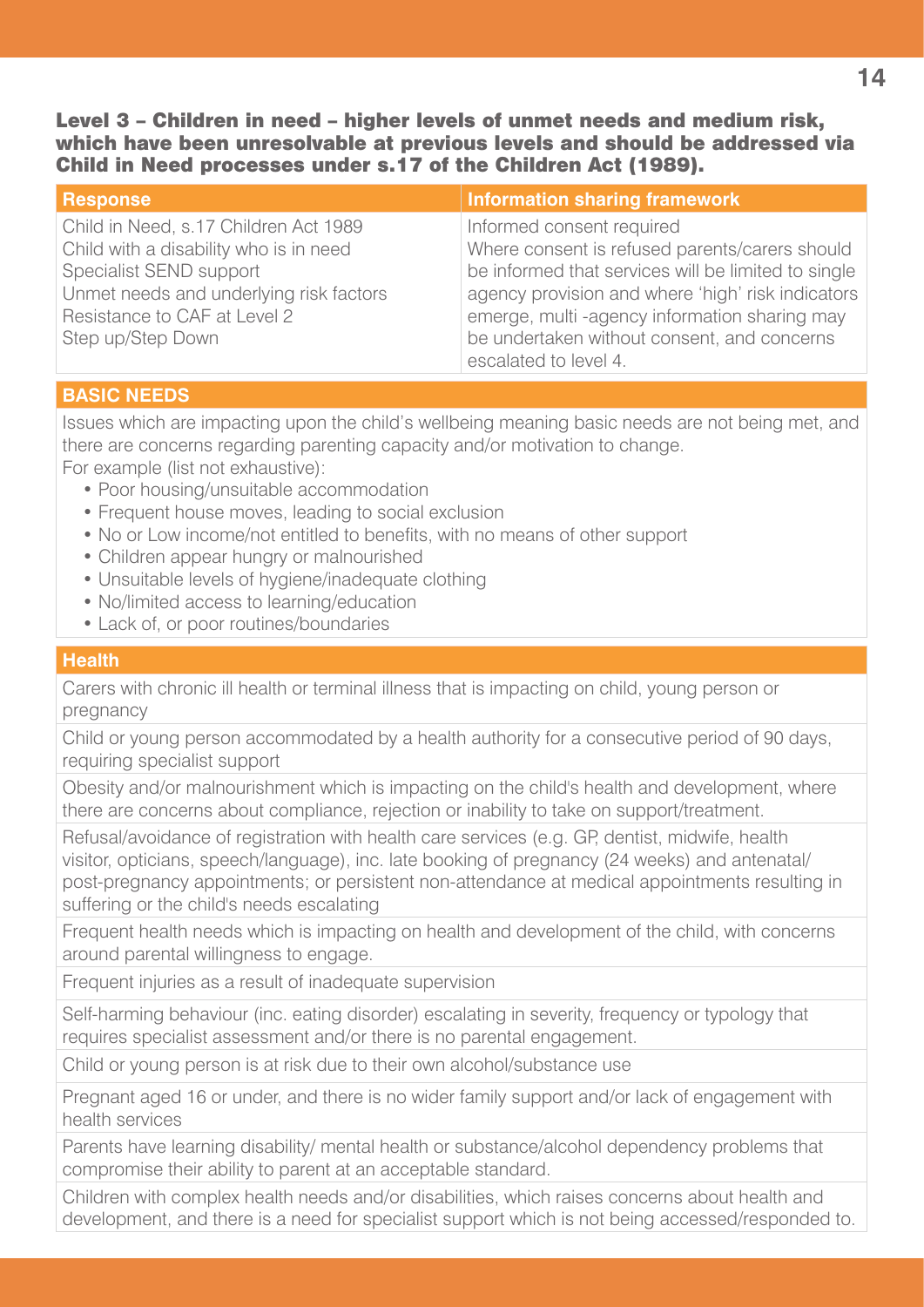### Level 3 – Children in need – higher levels of unmet needs and medium risk, which have been unresolvable at previous levels and should be addressed via Child in Need processes under s.17 of the Children Act (1989).

| Response | Information sharing framework |
|---|---|
| Child in Need, s.17 Children Act 1989<br>Child with a disability who is in need<br>Specialist SEND support<br>Unmet needs and underlying risk factors<br>Resistance to CAF at Level 2<br>Step up/Step Down | Informed consent required<br>Where consent is refused parents/carers should be informed that services will be limited to single agency provision and where 'high' risk indicators emerge, multi -agency information sharing may be undertaken without consent, and concerns escalated to level 4. |

#### BASIC NEEDS

Issues which are impacting upon the child's wellbeing meaning basic needs are not being met, and there are concerns regarding parenting capacity and/or motivation to change.

For example (list not exhaustive):

- Poor housing/unsuitable accommodation
- Frequent house moves, leading to social exclusion
- No or Low income/not entitled to benefits, with no means of other support
- Children appear hungry or malnourished
- Unsuitable levels of hygiene/inadequate clothing
- No/limited access to learning/education
- Lack of, or poor routines/boundaries

#### Health

- Carers with chronic ill health or terminal illness that is impacting on child, young person or pregnancy
- Child or young person accommodated by a health authority for a consecutive period of 90 days, requiring specialist support
- Obesity and/or malnourishment which is impacting on the child's health and development, where there are concerns about compliance, rejection or inability to take on support/treatment.
- Refusal/avoidance of registration with health care services (e.g. GP, dentist, midwife, health visitor, opticians, speech/language), inc. late booking of pregnancy (24 weeks) and antenatal/post-pregnancy appointments; or persistent non-attendance at medical appointments resulting in suffering or the child's needs escalating
- Frequent health needs which is impacting on health and development of the child, with concerns around parental willingness to engage.
- Frequent injuries as a result of inadequate supervision
- Self-harming behaviour (inc. eating disorder) escalating in severity, frequency or typology that requires specialist assessment and/or there is no parental engagement.
- Child or young person is at risk due to their own alcohol/substance use
- Pregnant aged 16 or under, and there is no wider family support and/or lack of engagement with health services
- Parents have learning disability/ mental health or substance/alcohol dependency problems that compromise their ability to parent at an acceptable standard.
- Children with complex health needs and/or disabilities, which raises concerns about health and development, and there is a need for specialist support which is not being accessed/responded to.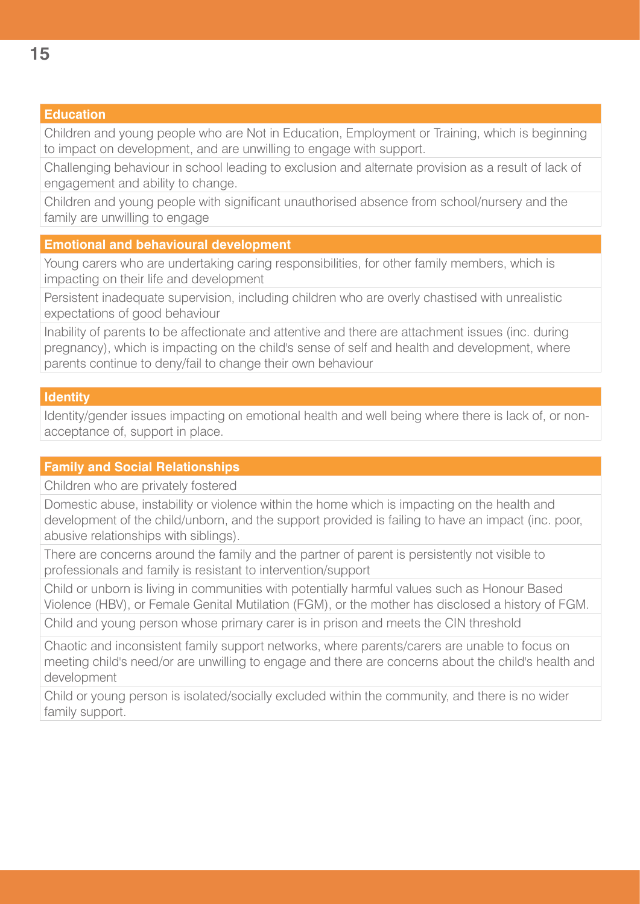| Education |
|---|
| Children and young people who are Not in Education, Employment or Training, which is beginning to impact on development, and are unwilling to engage with support. |
| Challenging behaviour in school leading to exclusion and alternate provision as a result of lack of engagement and ability to change. |
| Children and young people with significant unauthorised absence from school/nursery and the family are unwilling to engage |

| Emotional and behavioural development |
|---|
| Young carers who are undertaking caring responsibilities, for other family members, which is impacting on their life and development |
| Persistent inadequate supervision, including children who are overly chastised with unrealistic expectations of good behaviour |
| Inability of parents to be affectionate and attentive and there are attachment issues (inc. during pregnancy), which is impacting on the child's sense of self and health and development, where parents continue to deny/fail to change their own behaviour |

| Identity |
|---|
| Identity/gender issues impacting on emotional health and well being where there is lack of, or non-acceptance of, support in place. |

| Family and Social Relationships |
|---|
| Children who are privately fostered |
| Domestic abuse, instability or violence within the home which is impacting on the health and development of the child/unborn, and the support provided is failing to have an impact (inc. poor, abusive relationships with siblings). |
| There are concerns around the family and the partner of parent is persistently not visible to professionals and family is resistant to intervention/support |
| Child or unborn is living in communities with potentially harmful values such as Honour Based Violence (HBV), or Female Genital Mutilation (FGM), or the mother has disclosed a history of FGM. |
| Child and young person whose primary carer is in prison and meets the CIN threshold |
| Chaotic and inconsistent family support networks, where parents/carers are unable to focus on meeting child's need/or are unwilling to engage and there are concerns about the child's health and development |
| Child or young person is isolated/socially excluded within the community, and there is no wider family support. |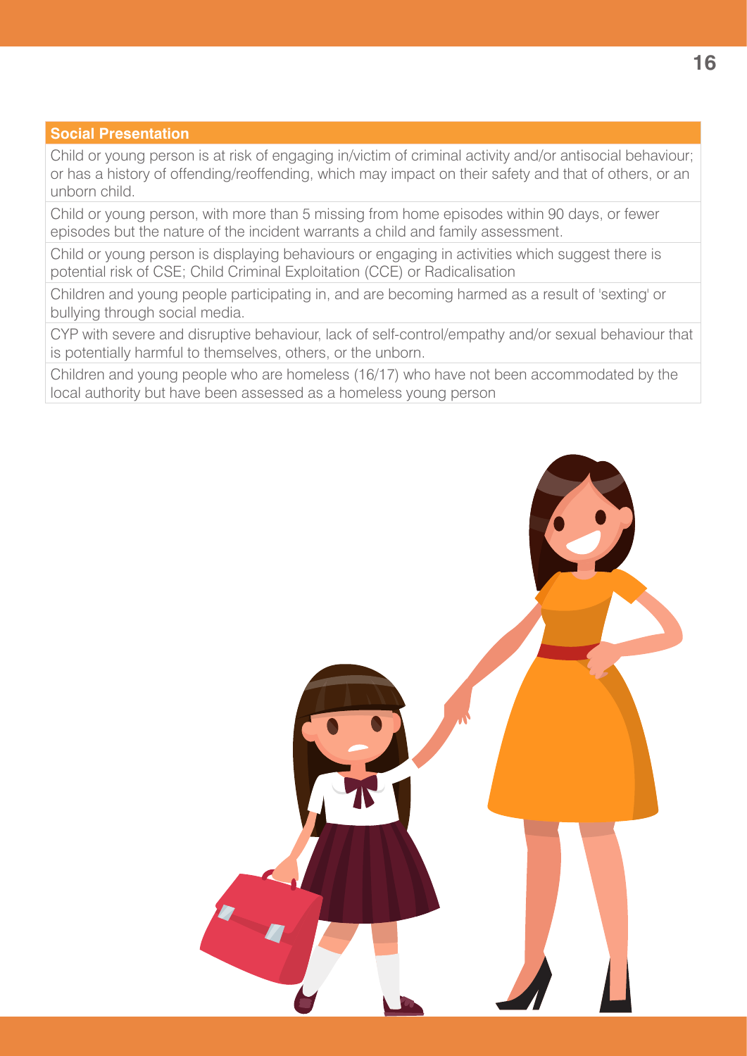| Social Presentation |
|---|
| Child or young person is at risk of engaging in/victim of criminal activity and/or antisocial behaviour; or has a history of offending/reoffending, which may impact on their safety and that of others, or an unborn child. |
| Child or young person, with more than 5 missing from home episodes within 90 days, or fewer episodes but the nature of the incident warrants a child and family assessment. |
| Child or young person is displaying behaviours or engaging in activities which suggest there is potential risk of CSE; Child Criminal Exploitation (CCE) or Radicalisation |
| Children and young people participating in, and are becoming harmed as a result of 'sexting' or bullying through social media. |
| CYP with severe and disruptive behaviour, lack of self-control/empathy and/or sexual behaviour that is potentially harmful to themselves, others, or the unborn. |
| Children and young people who are homeless (16/17) who have not been accommodated by the local authority but have been assessed as a homeless young person |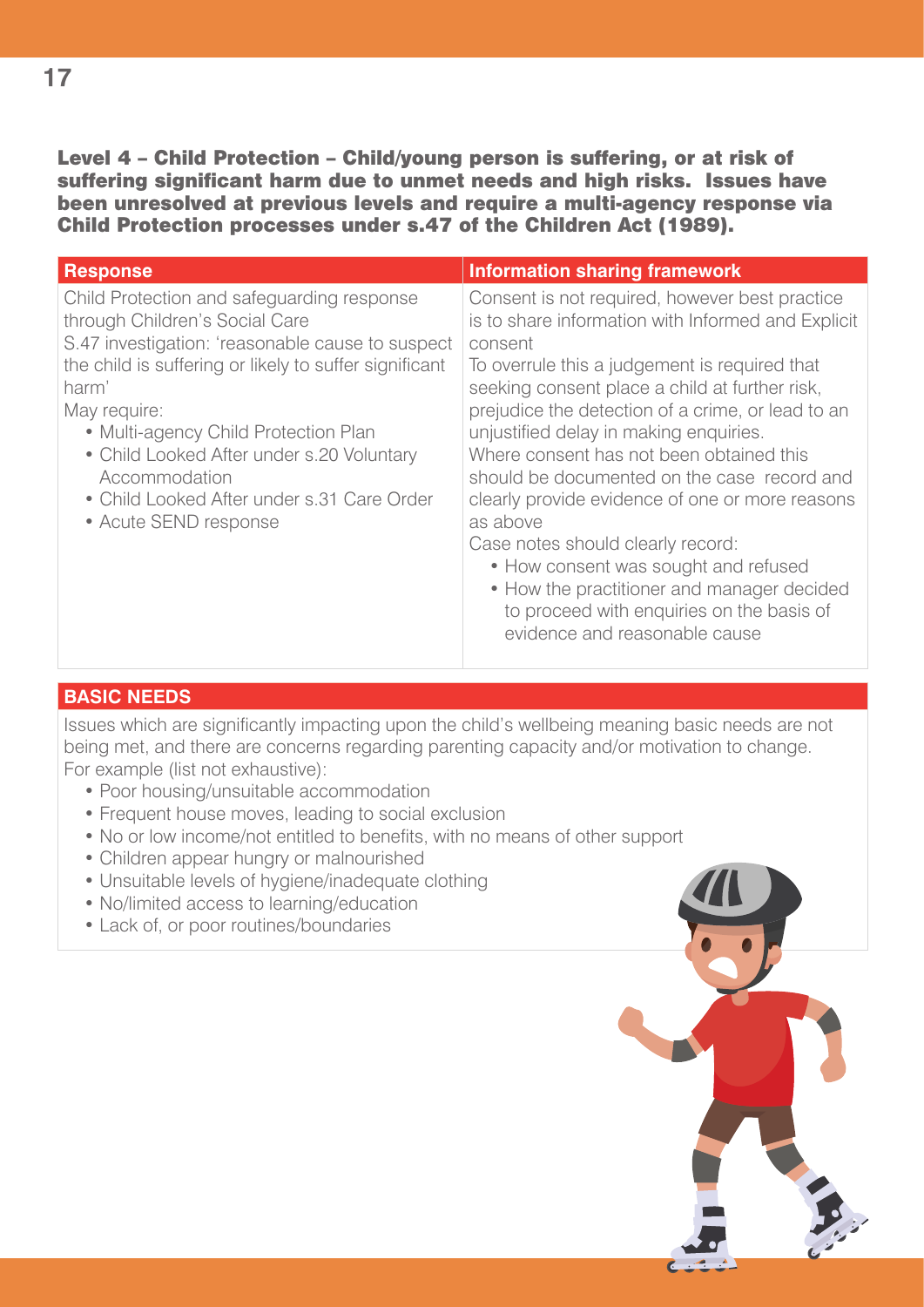**Level 4 – Child Protection – Child/young person is suffering, or at risk of suffering significant harm due to unmet needs and high risks. Issues have been unresolved at previous levels and require a multi-agency response via Child Protection processes under s.47 of the Children Act (1989).**

| Response | Information sharing framework |
|---|---|
| Child Protection and safeguarding response through Children's Social Care<br>S.47 investigation: 'reasonable cause to suspect the child is suffering or likely to suffer significant harm'<br>May require:<br>• Multi-agency Child Protection Plan<br>• Child Looked After under s.20 Voluntary Accommodation<br>• Child Looked After under s.31 Care Order<br>• Acute SEND response | Consent is not required, however best practice is to share information with Informed and Explicit consent<br>To overrule this a judgement is required that seeking consent place a child at further risk, prejudice the detection of a crime, or lead to an unjustified delay in making enquiries.<br>Where consent has not been obtained this should be documented on the case record and clearly provide evidence of one or more reasons as above<br>Case notes should clearly record:<br>• How consent was sought and refused<br>• How the practitioner and manager decided to proceed with enquiries on the basis of evidence and reasonable cause |

**BASIC NEEDS**

Issues which are significantly impacting upon the child's wellbeing meaning basic needs are not being met, and there are concerns regarding parenting capacity and/or motivation to change. For example (list not exhaustive):

- Poor housing/unsuitable accommodation
- Frequent house moves, leading to social exclusion
- No or low income/not entitled to benefits, with no means of other support
- Children appear hungry or malnourished
- Unsuitable levels of hygiene/inadequate clothing
- No/limited access to learning/education
- Lack of, or poor routines/boundaries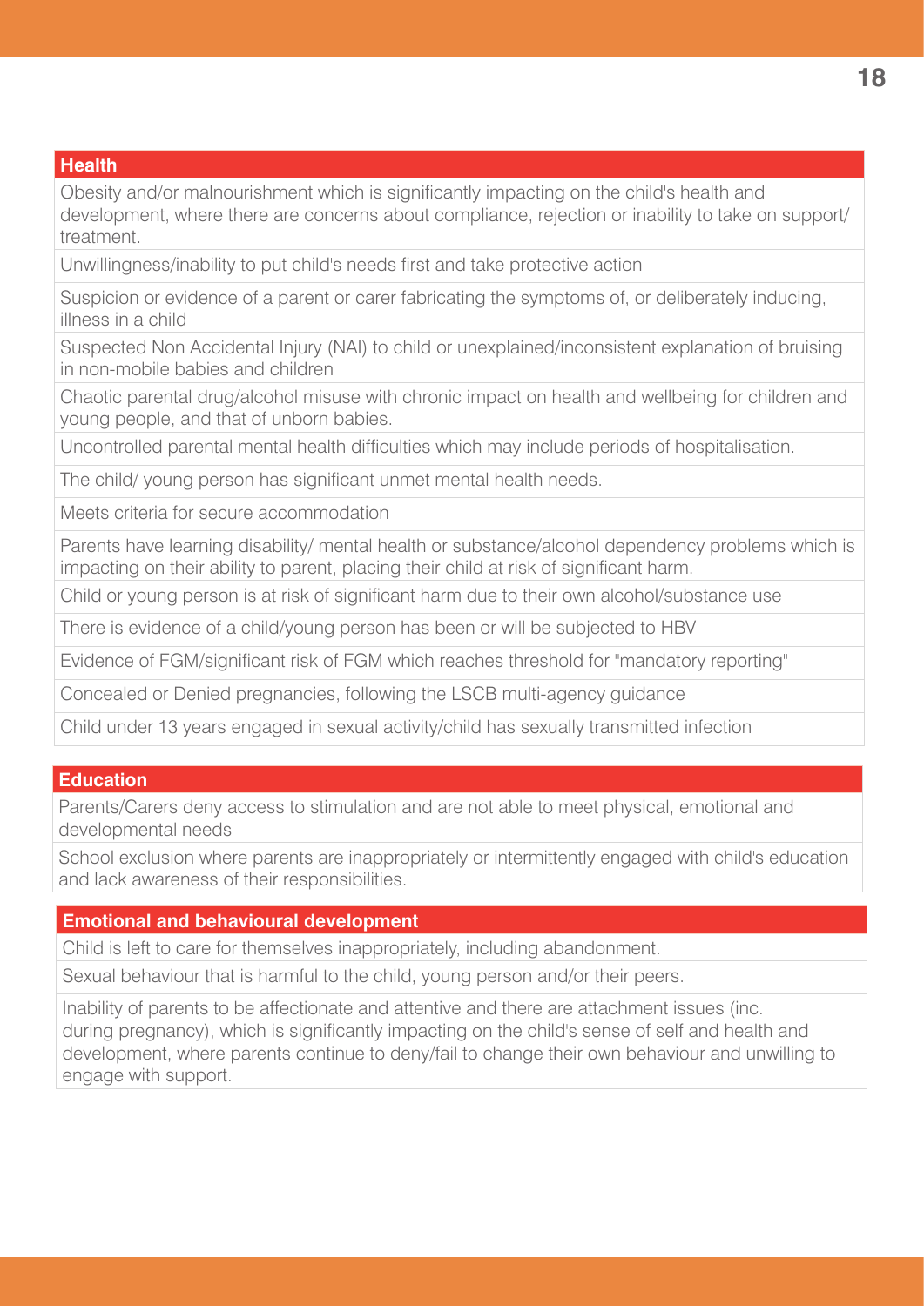| Health |
|---|
| Obesity and/or malnourishment which is significantly impacting on the child's health and development, where there are concerns about compliance, rejection or inability to take on support/ treatment. |
| Unwillingness/inability to put child's needs first and take protective action |
| Suspicion or evidence of a parent or carer fabricating the symptoms of, or deliberately inducing, illness in a child |
| Suspected Non Accidental Injury (NAI) to child or unexplained/inconsistent explanation of bruising in non-mobile babies and children |
| Chaotic parental drug/alcohol misuse with chronic impact on health and wellbeing for children and young people, and that of unborn babies. |
| Uncontrolled parental mental health difficulties which may include periods of hospitalisation. |
| The child/ young person has significant unmet mental health needs. |
| Meets criteria for secure accommodation |
| Parents have learning disability/ mental health or substance/alcohol dependency problems which is impacting on their ability to parent, placing their child at risk of significant harm. |
| Child or young person is at risk of significant harm due to their own alcohol/substance use |
| There is evidence of a child/young person has been or will be subjected to HBV |
| Evidence of FGM/significant risk of FGM which reaches threshold for "mandatory reporting" |
| Concealed or Denied pregnancies, following the LSCB multi-agency guidance |
| Child under 13 years engaged in sexual activity/child has sexually transmitted infection |

| Education |
|---|
| Parents/Carers deny access to stimulation and are not able to meet physical, emotional and developmental needs |
| School exclusion where parents are inappropriately or intermittently engaged with child's education and lack awareness of their responsibilities. |

| Emotional and behavioural development |
|---|
| Child is left to care for themselves inappropriately, including abandonment. |
| Sexual behaviour that is harmful to the child, young person and/or their peers. |
| Inability of parents to be affectionate and attentive and there are attachment issues (inc. during pregnancy), which is significantly impacting on the child's sense of self and health and development, where parents continue to deny/fail to change their own behaviour and unwilling to engage with support. |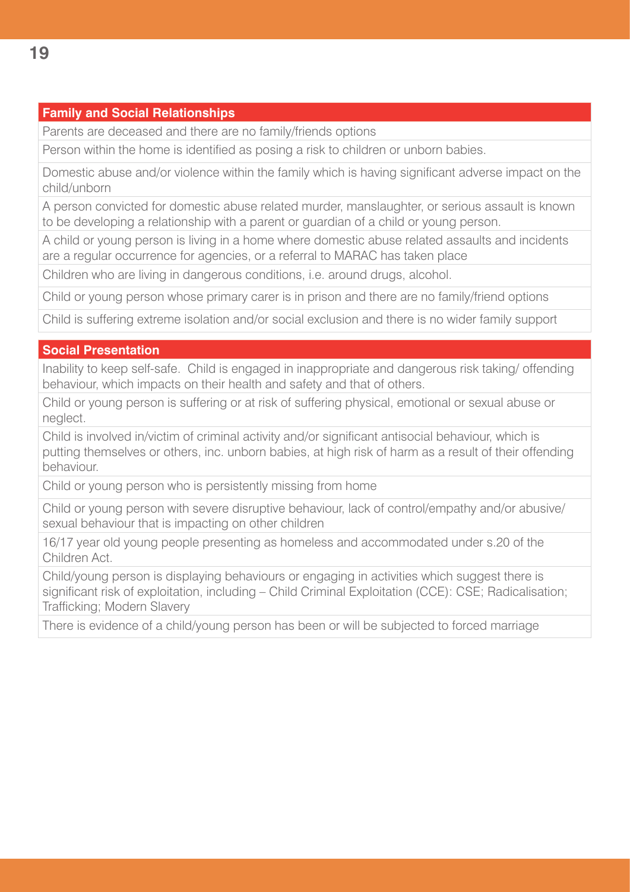| Family and Social Relationships |
|---|
| Parents are deceased and there are no family/friends options |
| Person within the home is identified as posing a risk to children or unborn babies. |
| Domestic abuse and/or violence within the family which is having significant adverse impact on the child/unborn |
| A person convicted for domestic abuse related murder, manslaughter, or serious assault is known to be developing a relationship with a parent or guardian of a child or young person. |
| A child or young person is living in a home where domestic abuse related assaults and incidents are a regular occurrence for agencies, or a referral to MARAC has taken place |
| Children who are living in dangerous conditions, i.e. around drugs, alcohol. |
| Child or young person whose primary carer is in prison and there are no family/friend options |
| Child is suffering extreme isolation and/or social exclusion and there is no wider family support |

| Social Presentation |
|---|
| Inability to keep self-safe. Child is engaged in inappropriate and dangerous risk taking/ offending behaviour, which impacts on their health and safety and that of others. |
| Child or young person is suffering or at risk of suffering physical, emotional or sexual abuse or neglect. |
| Child is involved in/victim of criminal activity and/or significant antisocial behaviour, which is putting themselves or others, inc. unborn babies, at high risk of harm as a result of their offending behaviour. |
| Child or young person who is persistently missing from home |
| Child or young person with severe disruptive behaviour, lack of control/empathy and/or abusive/ sexual behaviour that is impacting on other children |
| 16/17 year old young people presenting as homeless and accommodated under s.20 of the Children Act. |
| Child/young person is displaying behaviours or engaging in activities which suggest there is significant risk of exploitation, including – Child Criminal Exploitation (CCE): CSE; Radicalisation; Trafficking; Modern Slavery |
| There is evidence of a child/young person has been or will be subjected to forced marriage |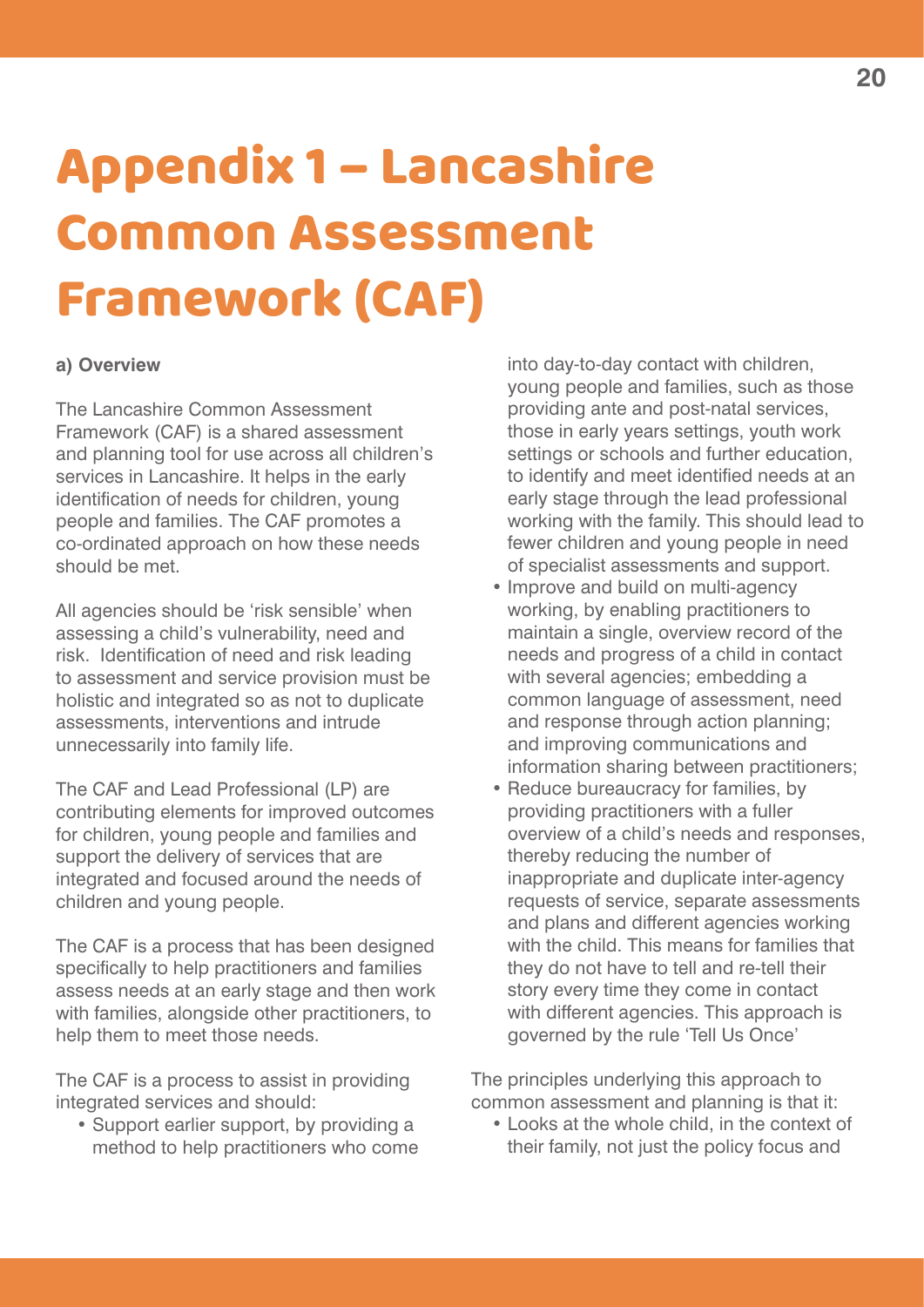# Appendix 1 – Lancashire Common Assessment Framework (CAF)

**a) Overview**

The Lancashire Common Assessment Framework (CAF) is a shared assessment and planning tool for use across all children's services in Lancashire. It helps in the early identification of needs for children, young people and families. The CAF promotes a co-ordinated approach on how these needs should be met.

All agencies should be 'risk sensible' when assessing a child's vulnerability, need and risk. Identification of need and risk leading to assessment and service provision must be holistic and integrated so as not to duplicate assessments, interventions and intrude unnecessarily into family life.

The CAF and Lead Professional (LP) are contributing elements for improved outcomes for children, young people and families and support the delivery of services that are integrated and focused around the needs of children and young people.

The CAF is a process that has been designed specifically to help practitioners and families assess needs at an early stage and then work with families, alongside other practitioners, to help them to meet those needs.

The CAF is a process to assist in providing integrated services and should:

- Support earlier support, by providing a method to help practitioners who come into day-to-day contact with children, young people and families, such as those providing ante and post-natal services, those in early years settings, youth work settings or schools and further education, to identify and meet identified needs at an early stage through the lead professional working with the family. This should lead to fewer children and young people in need of specialist assessments and support.
- Improve and build on multi-agency working, by enabling practitioners to maintain a single, overview record of the needs and progress of a child in contact with several agencies; embedding a common language of assessment, need and response through action planning; and improving communications and information sharing between practitioners;
- Reduce bureaucracy for families, by providing practitioners with a fuller overview of a child's needs and responses, thereby reducing the number of inappropriate and duplicate inter-agency requests of service, separate assessments and plans and different agencies working with the child. This means for families that they do not have to tell and re-tell their story every time they come in contact with different agencies. This approach is governed by the rule 'Tell Us Once'

The principles underlying this approach to common assessment and planning is that it:

- Looks at the whole child, in the context of their family, not just the policy focus and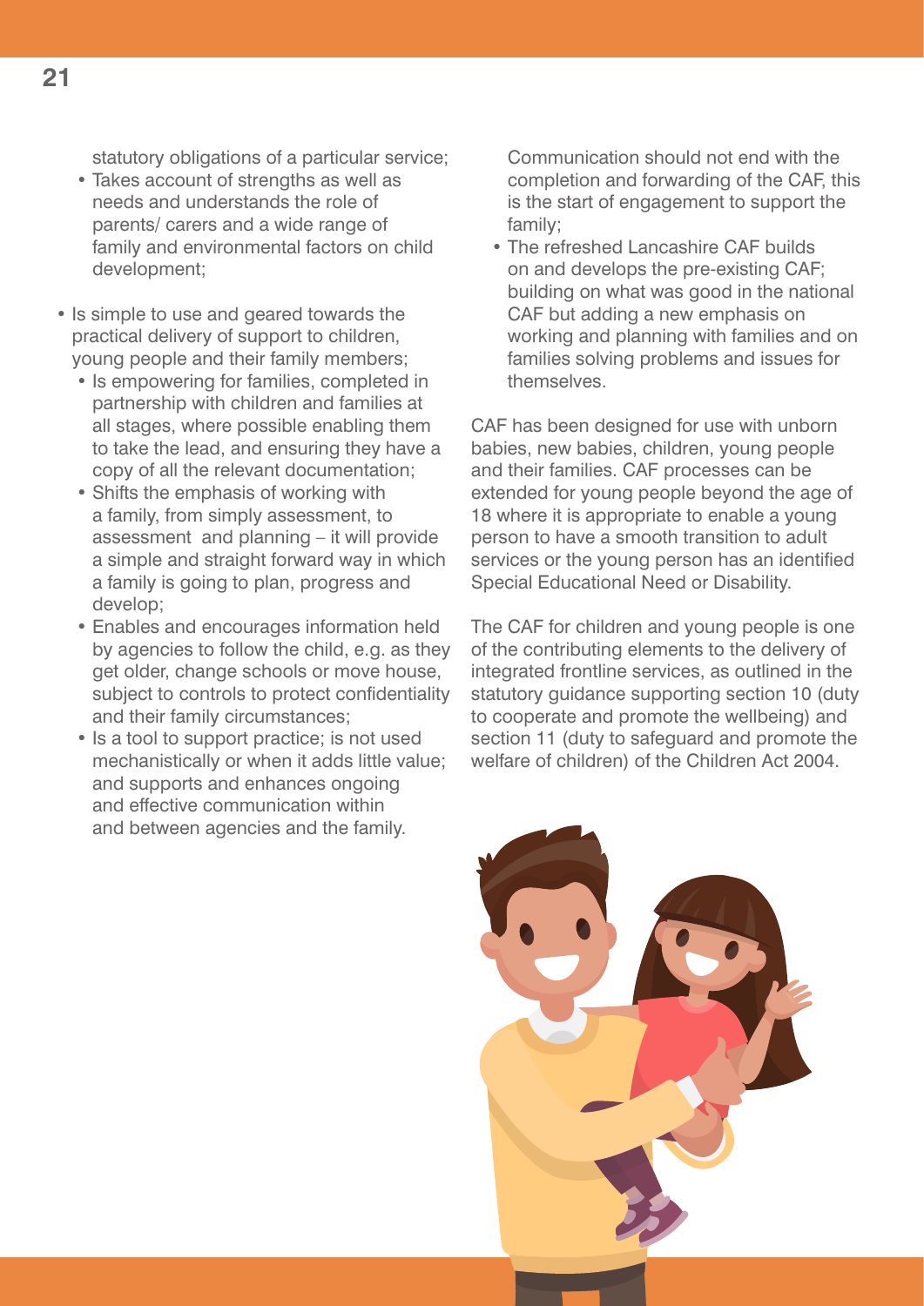statutory obligations of a particular service;

- Takes account of strengths as well as needs and understands the role of parents/ carers and a wide range of family and environmental factors on child development;

- Is simple to use and geared towards the practical delivery of support to children, young people and their family members;
  - Is empowering for families, completed in partnership with children and families at all stages, where possible enabling them to take the lead, and ensuring they have a copy of all the relevant documentation;
  - Shifts the emphasis of working with a family, from simply assessment, to assessment and planning – it will provide a simple and straight forward way in which a family is going to plan, progress and develop;
  - Enables and encourages information held by agencies to follow the child, e.g. as they get older, change schools or move house, subject to controls to protect confidentiality and their family circumstances;
  - Is a tool to support practice; is not used mechanistically or when it adds little value; and supports and enhances ongoing and effective communication within and between agencies and the family. Communication should not end with the completion and forwarding of the CAF, this is the start of engagement to support the family;
  - The refreshed Lancashire CAF builds on and develops the pre-existing CAF; building on what was good in the national CAF but adding a new emphasis on working and planning with families and on families solving problems and issues for themselves.

CAF has been designed for use with unborn babies, new babies, children, young people and their families. CAF processes can be extended for young people beyond the age of 18 where it is appropriate to enable a young person to have a smooth transition to adult services or the young person has an identified Special Educational Need or Disability.

The CAF for children and young people is one of the contributing elements to the delivery of integrated frontline services, as outlined in the statutory guidance supporting section 10 (duty to cooperate and promote the wellbeing) and section 11 (duty to safeguard and promote the welfare of children) of the Children Act 2004.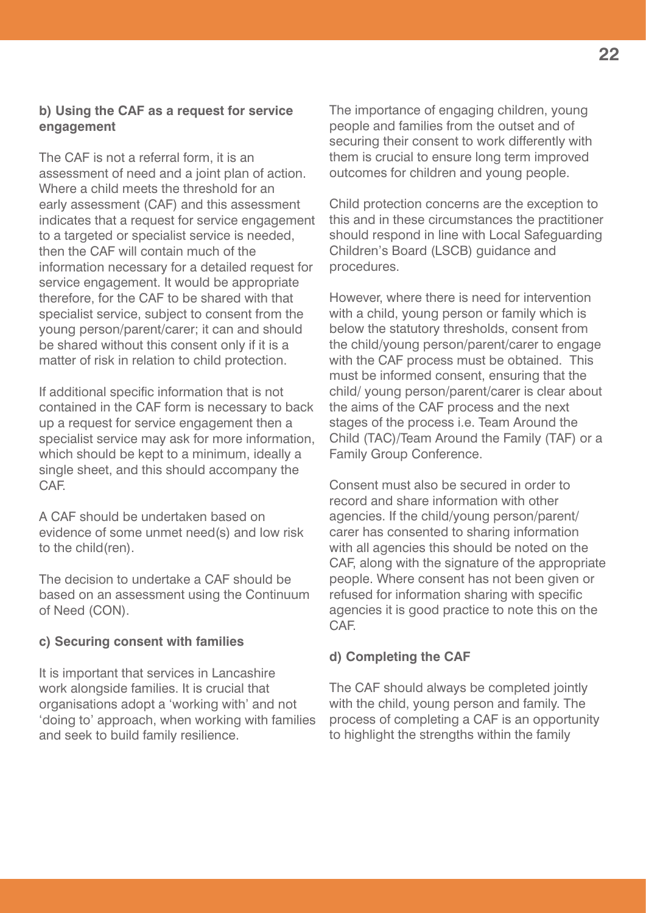**b) Using the CAF as a request for service engagement**

The CAF is not a referral form, it is an assessment of need and a joint plan of action. Where a child meets the threshold for an early assessment (CAF) and this assessment indicates that a request for service engagement to a targeted or specialist service is needed, then the CAF will contain much of the information necessary for a detailed request for service engagement. It would be appropriate therefore, for the CAF to be shared with that specialist service, subject to consent from the young person/parent/carer; it can and should be shared without this consent only if it is a matter of risk in relation to child protection.

If additional specific information that is not contained in the CAF form is necessary to back up a request for service engagement then a specialist service may ask for more information, which should be kept to a minimum, ideally a single sheet, and this should accompany the CAF.

A CAF should be undertaken based on evidence of some unmet need(s) and low risk to the child(ren).

The decision to undertake a CAF should be based on an assessment using the Continuum of Need (CON).

**c) Securing consent with families**

It is important that services in Lancashire work alongside families. It is crucial that organisations adopt a 'working with' and not 'doing to' approach, when working with families and seek to build family resilience.

The importance of engaging children, young people and families from the outset and of securing their consent to work differently with them is crucial to ensure long term improved outcomes for children and young people.

Child protection concerns are the exception to this and in these circumstances the practitioner should respond in line with Local Safeguarding Children's Board (LSCB) guidance and procedures.

However, where there is need for intervention with a child, young person or family which is below the statutory thresholds, consent from the child/young person/parent/carer to engage with the CAF process must be obtained. This must be informed consent, ensuring that the child/ young person/parent/carer is clear about the aims of the CAF process and the next stages of the process i.e. Team Around the Child (TAC)/Team Around the Family (TAF) or a Family Group Conference.

Consent must also be secured in order to record and share information with other agencies. If the child/young person/parent/carer has consented to sharing information with all agencies this should be noted on the CAF, along with the signature of the appropriate people. Where consent has not been given or refused for information sharing with specific agencies it is good practice to note this on the CAF.

**d) Completing the CAF**

The CAF should always be completed jointly with the child, young person and family. The process of completing a CAF is an opportunity to highlight the strengths within the family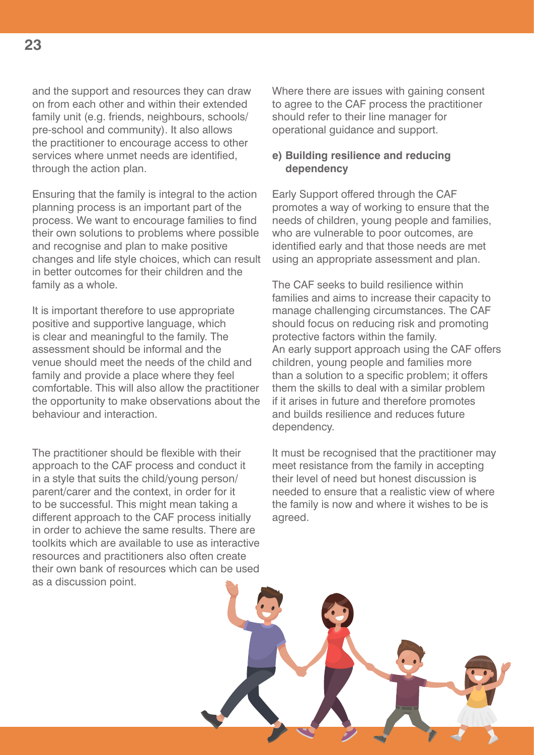and the support and resources they can draw on from each other and within their extended family unit (e.g. friends, neighbours, schools/ pre-school and community). It also allows the practitioner to encourage access to other services where unmet needs are identified, through the action plan.

Ensuring that the family is integral to the action planning process is an important part of the process. We want to encourage families to find their own solutions to problems where possible and recognise and plan to make positive changes and life style choices, which can result in better outcomes for their children and the family as a whole.

It is important therefore to use appropriate positive and supportive language, which is clear and meaningful to the family. The assessment should be informal and the venue should meet the needs of the child and family and provide a place where they feel comfortable. This will also allow the practitioner the opportunity to make observations about the behaviour and interaction.

The practitioner should be flexible with their approach to the CAF process and conduct it in a style that suits the child/young person/ parent/carer and the context, in order for it to be successful. This might mean taking a different approach to the CAF process initially in order to achieve the same results. There are toolkits which are available to use as interactive resources and practitioners also often create their own bank of resources which can be used as a discussion point.

Where there are issues with gaining consent to agree to the CAF process the practitioner should refer to their line manager for operational guidance and support.

**e) Building resilience and reducing dependency**

Early Support offered through the CAF promotes a way of working to ensure that the needs of children, young people and families, who are vulnerable to poor outcomes, are identified early and that those needs are met using an appropriate assessment and plan.

The CAF seeks to build resilience within families and aims to increase their capacity to manage challenging circumstances. The CAF should focus on reducing risk and promoting protective factors within the family.
An early support approach using the CAF offers children, young people and families more than a solution to a specific problem; it offers them the skills to deal with a similar problem if it arises in future and therefore promotes and builds resilience and reduces future dependency.

It must be recognised that the practitioner may meet resistance from the family in accepting their level of need but honest discussion is needed to ensure that a realistic view of where the family is now and where it wishes to be is agreed.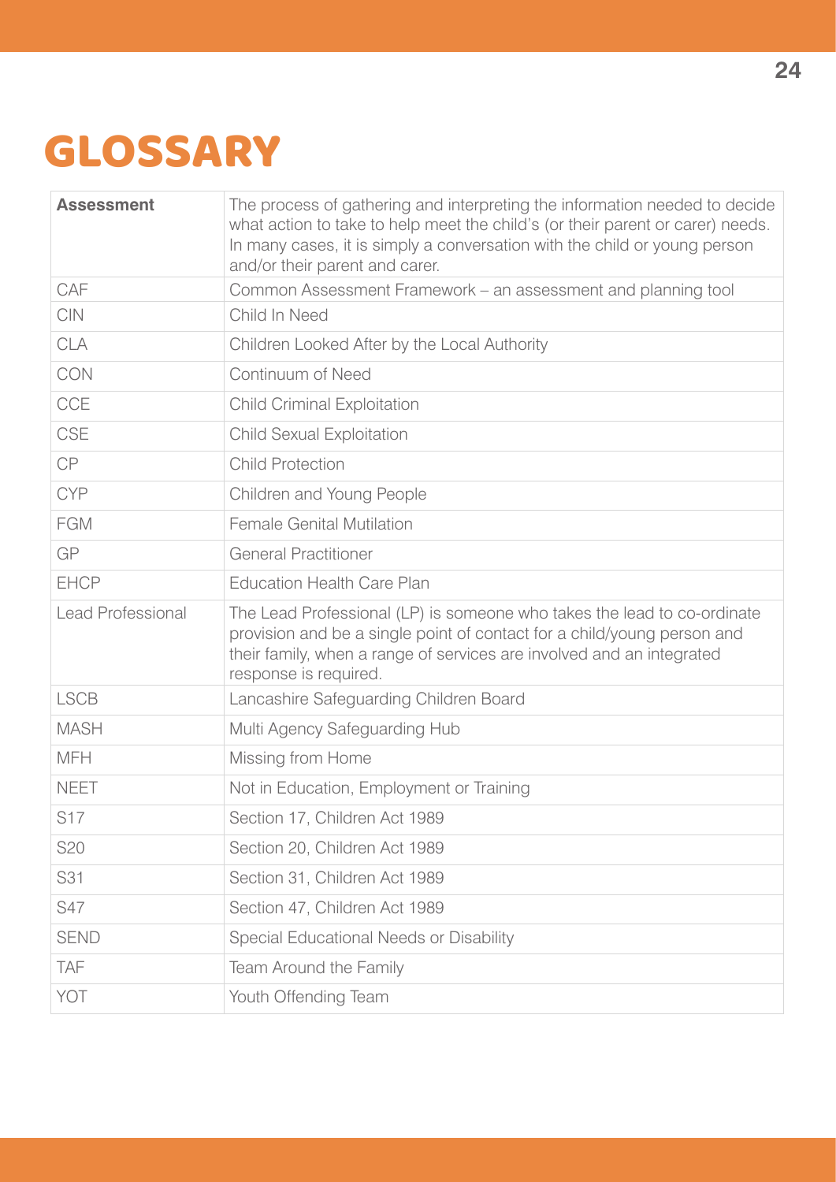# GLOSSARY

| **Assessment** | The process of gathering and interpreting the information needed to decide what action to take to help meet the child's (or their parent or carer) needs. In many cases, it is simply a conversation with the child or young person and/or their parent and carer. |
|---|---|
| CAF | Common Assessment Framework – an assessment and planning tool |
| CIN | Child In Need |
| CLA | Children Looked After by the Local Authority |
| CON | Continuum of Need |
| CCE | Child Criminal Exploitation |
| CSE | Child Sexual Exploitation |
| CP | Child Protection |
| CYP | Children and Young People |
| FGM | Female Genital Mutilation |
| GP | General Practitioner |
| EHCP | Education Health Care Plan |
| Lead Professional | The Lead Professional (LP) is someone who takes the lead to co-ordinate provision and be a single point of contact for a child/young person and their family, when a range of services are involved and an integrated response is required. |
| LSCB | Lancashire Safeguarding Children Board |
| MASH | Multi Agency Safeguarding Hub |
| MFH | Missing from Home |
| NEET | Not in Education, Employment or Training |
| S17 | Section 17, Children Act 1989 |
| S20 | Section 20, Children Act 1989 |
| S31 | Section 31, Children Act 1989 |
| S47 | Section 47, Children Act 1989 |
| SEND | Special Educational Needs or Disability |
| TAF | Team Around the Family |
| YOT | Youth Offending Team |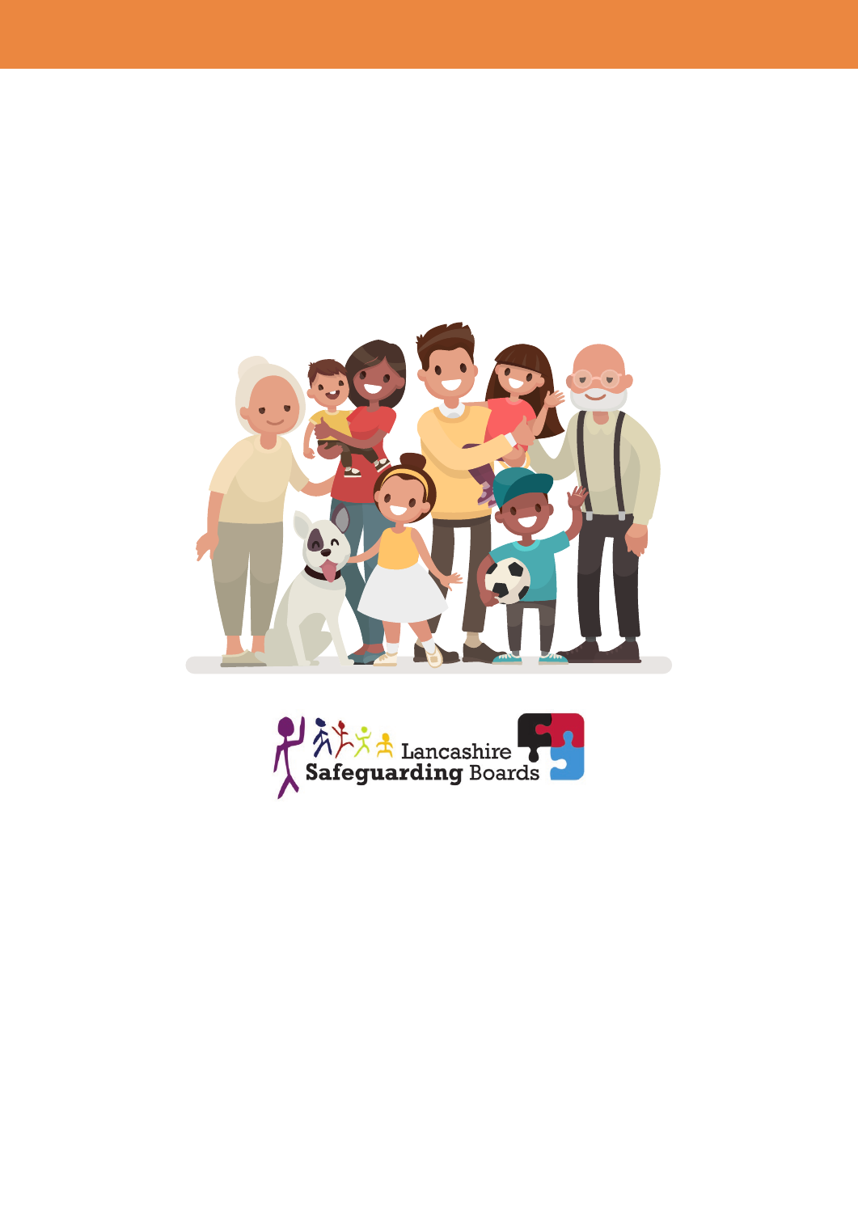Lancashire Safeguarding Boards